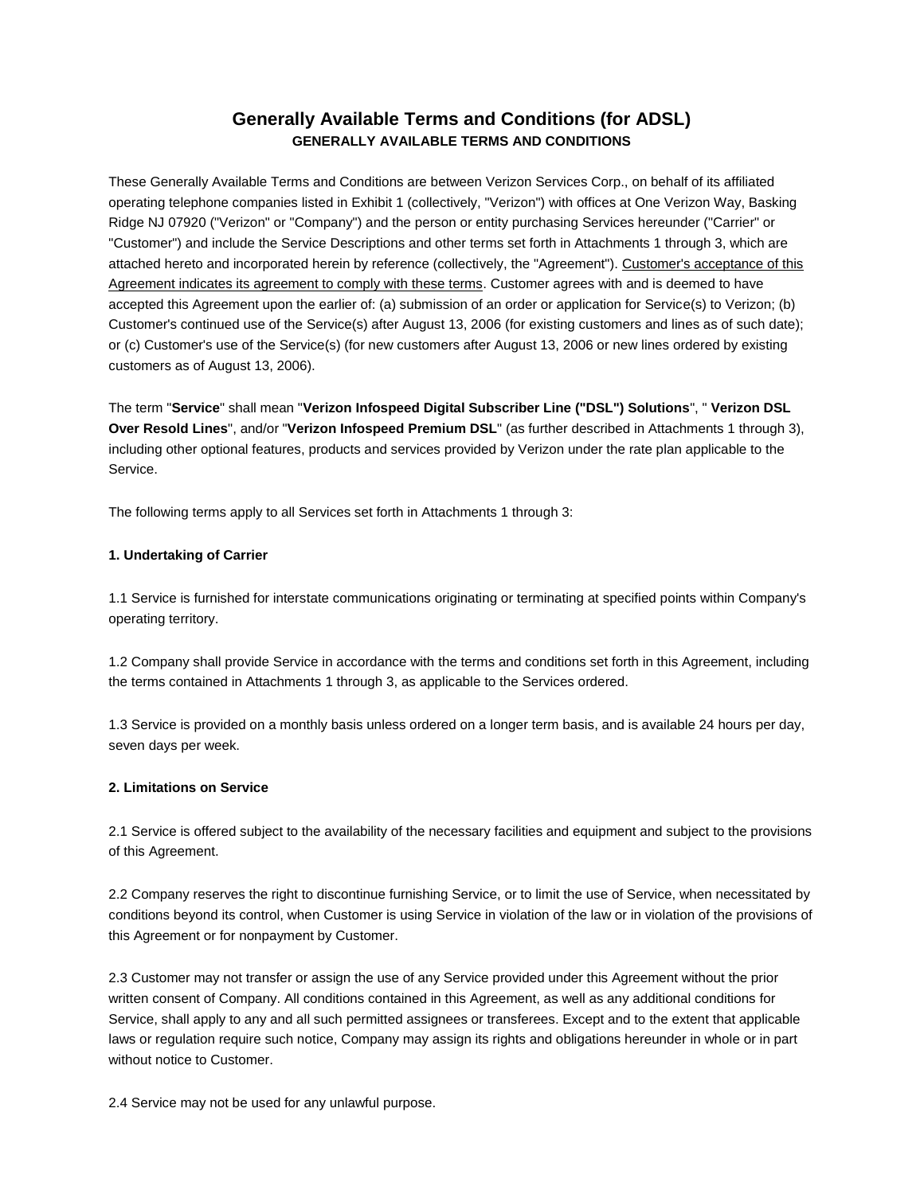# Generally Available Terms and Conditions (for ADSL)

**GENERALLY AVAILABLE TERMS AND CONDITIONS**

These Generally Available Terms and Conditions are between Verizon Services Corp., on behalf of its affiliated operating telephone companies listed in Exhibit 1 (collectively, "Verizon") with offices at One Verizon Way, Basking Ridge NJ 07920 ("Verizon" or "Company") and the person or entity purchasing Services hereunder ("Carrier" or "Customer") and include the Service Descriptions and other terms set forth in Attachments 1 through 3, which are attached hereto and incorporated herein by reference (collectively, the "Agreement"). <u>Customer's acceptance of this Agreement indicates its agreement to comply with these terms</u>. Customer agrees with and is deemed to have accepted this Agreement upon the earlier of: (a) submission of an order or application for Service(s) to Verizon; (b) Customer's continued use of the Service(s) after August 13, 2006 (for existing customers and lines as of such date); or (c) Customer's use of the Service(s) (for new customers after August 13, 2006 or new lines ordered by existing customers as of August 13, 2006).

The term "**Service**" shall mean "**Verizon Infospeed Digital Subscriber Line ("DSL") Solutions**", " **Verizon DSL Over Resold Lines**", and/or "**Verizon Infospeed Premium DSL**" (as further described in Attachments 1 through 3), including other optional features, products and services provided by Verizon under the rate plan applicable to the Service.

The following terms apply to all Services set forth in Attachments 1 through 3:

**1. Undertaking of Carrier**

1.1 Service is furnished for interstate communications originating or terminating at specified points within Company's operating territory.

1.2 Company shall provide Service in accordance with the terms and conditions set forth in this Agreement, including the terms contained in Attachments 1 through 3, as applicable to the Services ordered.

1.3 Service is provided on a monthly basis unless ordered on a longer term basis, and is available 24 hours per day, seven days per week.

**2. Limitations on Service**

2.1 Service is offered subject to the availability of the necessary facilities and equipment and subject to the provisions of this Agreement.

2.2 Company reserves the right to discontinue furnishing Service, or to limit the use of Service, when necessitated by conditions beyond its control, when Customer is using Service in violation of the law or in violation of the provisions of this Agreement or for nonpayment by Customer.

2.3 Customer may not transfer or assign the use of any Service provided under this Agreement without the prior written consent of Company. All conditions contained in this Agreement, as well as any additional conditions for Service, shall apply to any and all such permitted assignees or transferees. Except and to the extent that applicable laws or regulation require such notice, Company may assign its rights and obligations hereunder in whole or in part without notice to Customer.

2.4 Service may not be used for any unlawful purpose.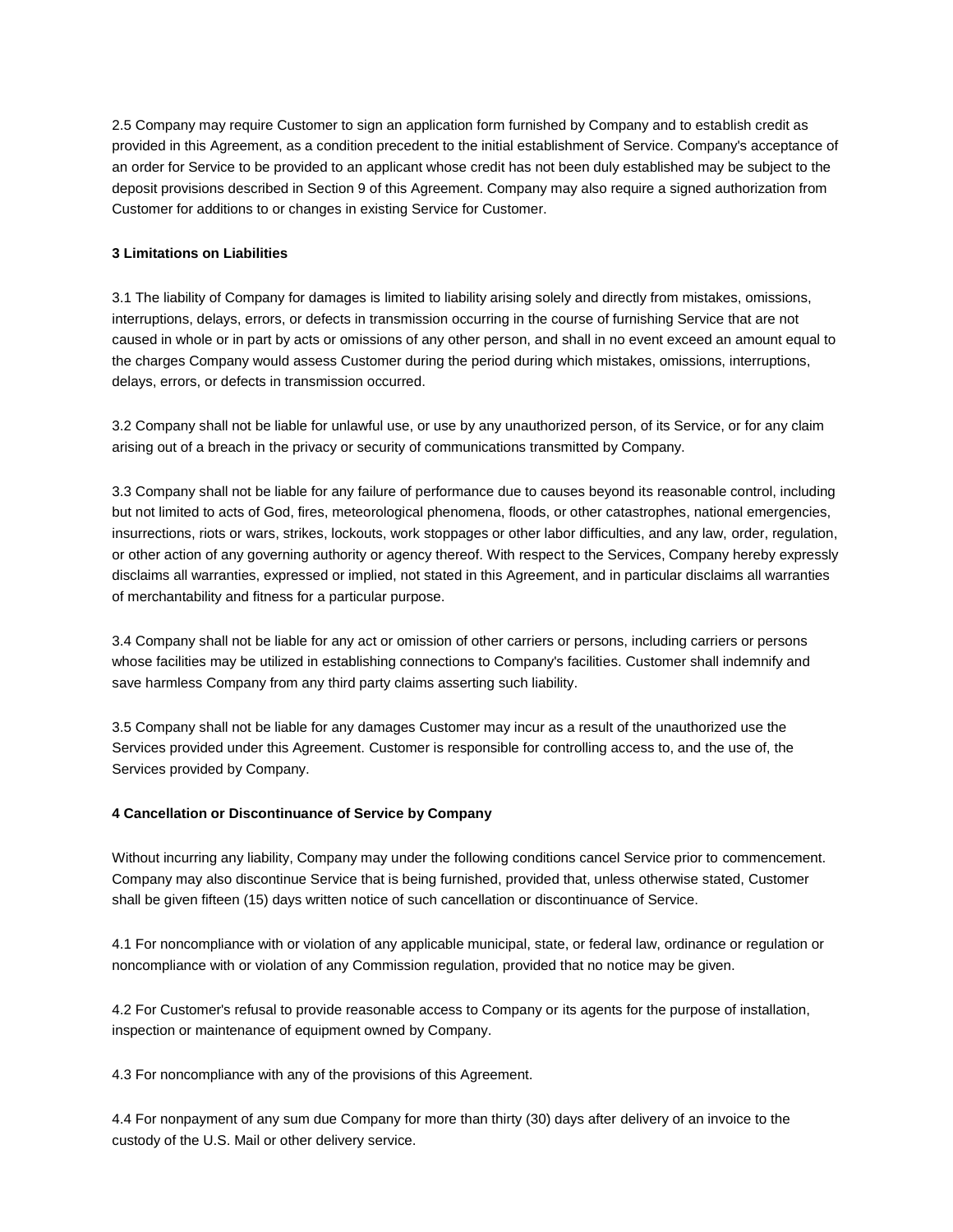2.5 Company may require Customer to sign an application form furnished by Company and to establish credit as provided in this Agreement, as a condition precedent to the initial establishment of Service. Company's acceptance of an order for Service to be provided to an applicant whose credit has not been duly established may be subject to the deposit provisions described in Section 9 of this Agreement. Company may also require a signed authorization from Customer for additions to or changes in existing Service for Customer.

**3 Limitations on Liabilities**

3.1 The liability of Company for damages is limited to liability arising solely and directly from mistakes, omissions, interruptions, delays, errors, or defects in transmission occurring in the course of furnishing Service that are not caused in whole or in part by acts or omissions of any other person, and shall in no event exceed an amount equal to the charges Company would assess Customer during the period during which mistakes, omissions, interruptions, delays, errors, or defects in transmission occurred.

3.2 Company shall not be liable for unlawful use, or use by any unauthorized person, of its Service, or for any claim arising out of a breach in the privacy or security of communications transmitted by Company.

3.3 Company shall not be liable for any failure of performance due to causes beyond its reasonable control, including but not limited to acts of God, fires, meteorological phenomena, floods, or other catastrophes, national emergencies, insurrections, riots or wars, strikes, lockouts, work stoppages or other labor difficulties, and any law, order, regulation, or other action of any governing authority or agency thereof. With respect to the Services, Company hereby expressly disclaims all warranties, expressed or implied, not stated in this Agreement, and in particular disclaims all warranties of merchantability and fitness for a particular purpose.

3.4 Company shall not be liable for any act or omission of other carriers or persons, including carriers or persons whose facilities may be utilized in establishing connections to Company's facilities. Customer shall indemnify and save harmless Company from any third party claims asserting such liability.

3.5 Company shall not be liable for any damages Customer may incur as a result of the unauthorized use the Services provided under this Agreement. Customer is responsible for controlling access to, and the use of, the Services provided by Company.

**4 Cancellation or Discontinuance of Service by Company**

Without incurring any liability, Company may under the following conditions cancel Service prior to commencement. Company may also discontinue Service that is being furnished, provided that, unless otherwise stated, Customer shall be given fifteen (15) days written notice of such cancellation or discontinuance of Service.

4.1 For noncompliance with or violation of any applicable municipal, state, or federal law, ordinance or regulation or noncompliance with or violation of any Commission regulation, provided that no notice may be given.

4.2 For Customer's refusal to provide reasonable access to Company or its agents for the purpose of installation, inspection or maintenance of equipment owned by Company.

4.3 For noncompliance with any of the provisions of this Agreement.

4.4 For nonpayment of any sum due Company for more than thirty (30) days after delivery of an invoice to the custody of the U.S. Mail or other delivery service.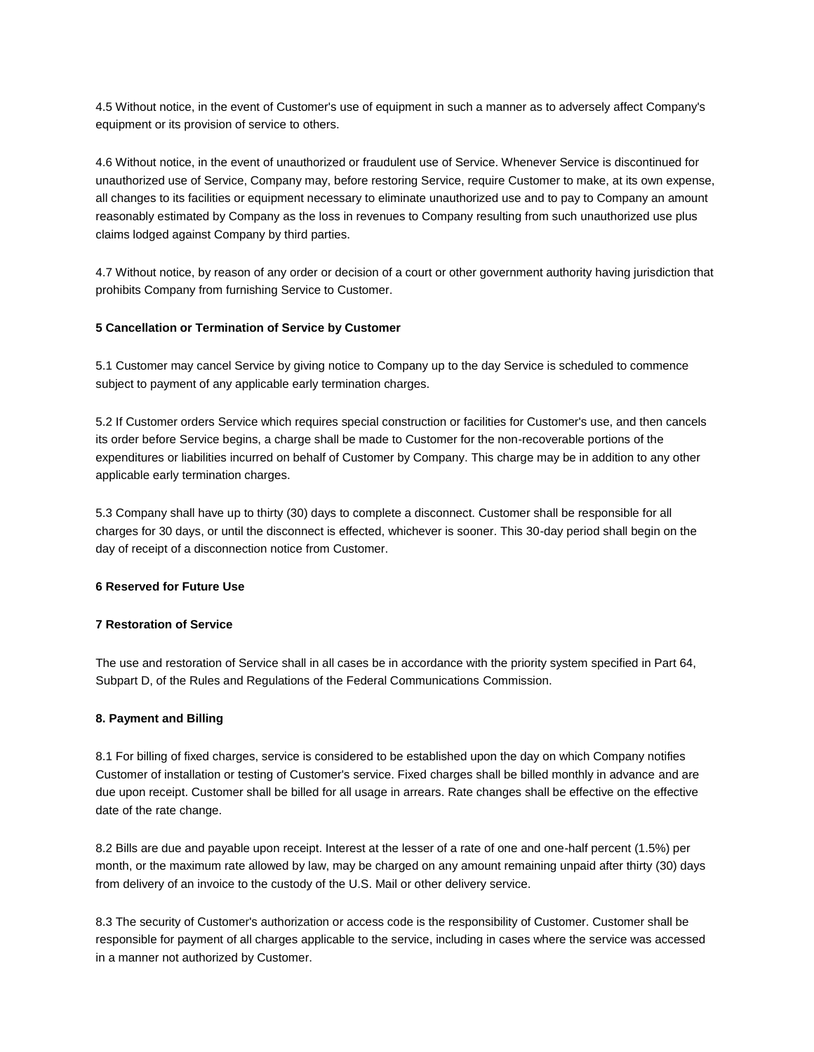4.5 Without notice, in the event of Customer's use of equipment in such a manner as to adversely affect Company's equipment or its provision of service to others.

4.6 Without notice, in the event of unauthorized or fraudulent use of Service. Whenever Service is discontinued for unauthorized use of Service, Company may, before restoring Service, require Customer to make, at its own expense, all changes to its facilities or equipment necessary to eliminate unauthorized use and to pay to Company an amount reasonably estimated by Company as the loss in revenues to Company resulting from such unauthorized use plus claims lodged against Company by third parties.

4.7 Without notice, by reason of any order or decision of a court or other government authority having jurisdiction that prohibits Company from furnishing Service to Customer.

**5 Cancellation or Termination of Service by Customer**

5.1 Customer may cancel Service by giving notice to Company up to the day Service is scheduled to commence subject to payment of any applicable early termination charges.

5.2 If Customer orders Service which requires special construction or facilities for Customer's use, and then cancels its order before Service begins, a charge shall be made to Customer for the non-recoverable portions of the expenditures or liabilities incurred on behalf of Customer by Company. This charge may be in addition to any other applicable early termination charges.

5.3 Company shall have up to thirty (30) days to complete a disconnect. Customer shall be responsible for all charges for 30 days, or until the disconnect is effected, whichever is sooner. This 30-day period shall begin on the day of receipt of a disconnection notice from Customer.

**6 Reserved for Future Use**

**7 Restoration of Service**

The use and restoration of Service shall in all cases be in accordance with the priority system specified in Part 64, Subpart D, of the Rules and Regulations of the Federal Communications Commission.

**8. Payment and Billing**

8.1 For billing of fixed charges, service is considered to be established upon the day on which Company notifies Customer of installation or testing of Customer's service. Fixed charges shall be billed monthly in advance and are due upon receipt. Customer shall be billed for all usage in arrears. Rate changes shall be effective on the effective date of the rate change.

8.2 Bills are due and payable upon receipt. Interest at the lesser of a rate of one and one-half percent (1.5%) per month, or the maximum rate allowed by law, may be charged on any amount remaining unpaid after thirty (30) days from delivery of an invoice to the custody of the U.S. Mail or other delivery service.

8.3 The security of Customer's authorization or access code is the responsibility of Customer. Customer shall be responsible for payment of all charges applicable to the service, including in cases where the service was accessed in a manner not authorized by Customer.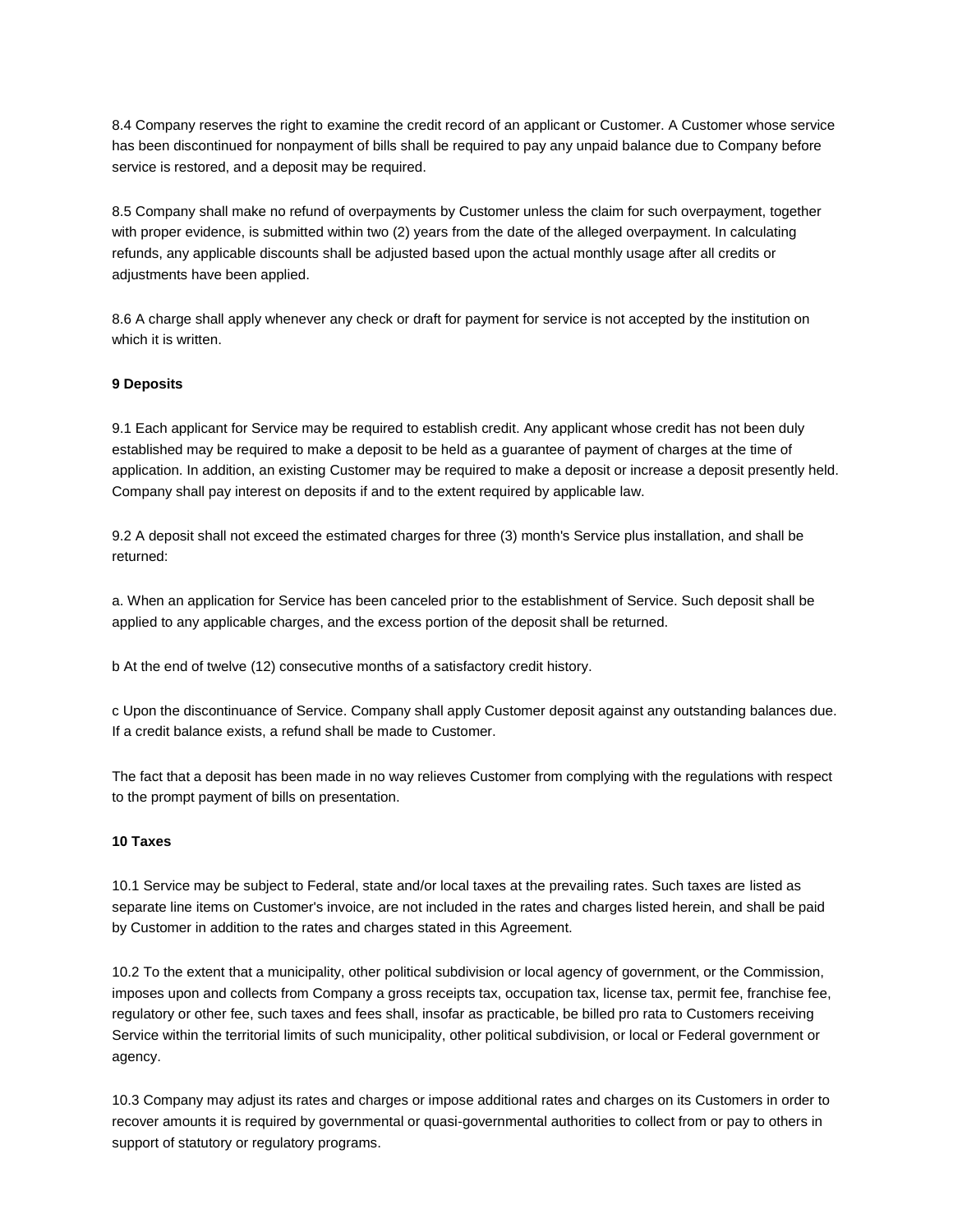8.4 Company reserves the right to examine the credit record of an applicant or Customer. A Customer whose service has been discontinued for nonpayment of bills shall be required to pay any unpaid balance due to Company before service is restored, and a deposit may be required.

8.5 Company shall make no refund of overpayments by Customer unless the claim for such overpayment, together with proper evidence, is submitted within two (2) years from the date of the alleged overpayment. In calculating refunds, any applicable discounts shall be adjusted based upon the actual monthly usage after all credits or adjustments have been applied.

8.6 A charge shall apply whenever any check or draft for payment for service is not accepted by the institution on which it is written.

**9 Deposits**

9.1 Each applicant for Service may be required to establish credit. Any applicant whose credit has not been duly established may be required to make a deposit to be held as a guarantee of payment of charges at the time of application. In addition, an existing Customer may be required to make a deposit or increase a deposit presently held. Company shall pay interest on deposits if and to the extent required by applicable law.

9.2 A deposit shall not exceed the estimated charges for three (3) month's Service plus installation, and shall be returned:

a. When an application for Service has been canceled prior to the establishment of Service. Such deposit shall be applied to any applicable charges, and the excess portion of the deposit shall be returned.

b At the end of twelve (12) consecutive months of a satisfactory credit history.

c Upon the discontinuance of Service. Company shall apply Customer deposit against any outstanding balances due. If a credit balance exists, a refund shall be made to Customer.

The fact that a deposit has been made in no way relieves Customer from complying with the regulations with respect to the prompt payment of bills on presentation.

**10 Taxes**

10.1 Service may be subject to Federal, state and/or local taxes at the prevailing rates. Such taxes are listed as separate line items on Customer's invoice, are not included in the rates and charges listed herein, and shall be paid by Customer in addition to the rates and charges stated in this Agreement.

10.2 To the extent that a municipality, other political subdivision or local agency of government, or the Commission, imposes upon and collects from Company a gross receipts tax, occupation tax, license tax, permit fee, franchise fee, regulatory or other fee, such taxes and fees shall, insofar as practicable, be billed pro rata to Customers receiving Service within the territorial limits of such municipality, other political subdivision, or local or Federal government or agency.

10.3 Company may adjust its rates and charges or impose additional rates and charges on its Customers in order to recover amounts it is required by governmental or quasi-governmental authorities to collect from or pay to others in support of statutory or regulatory programs.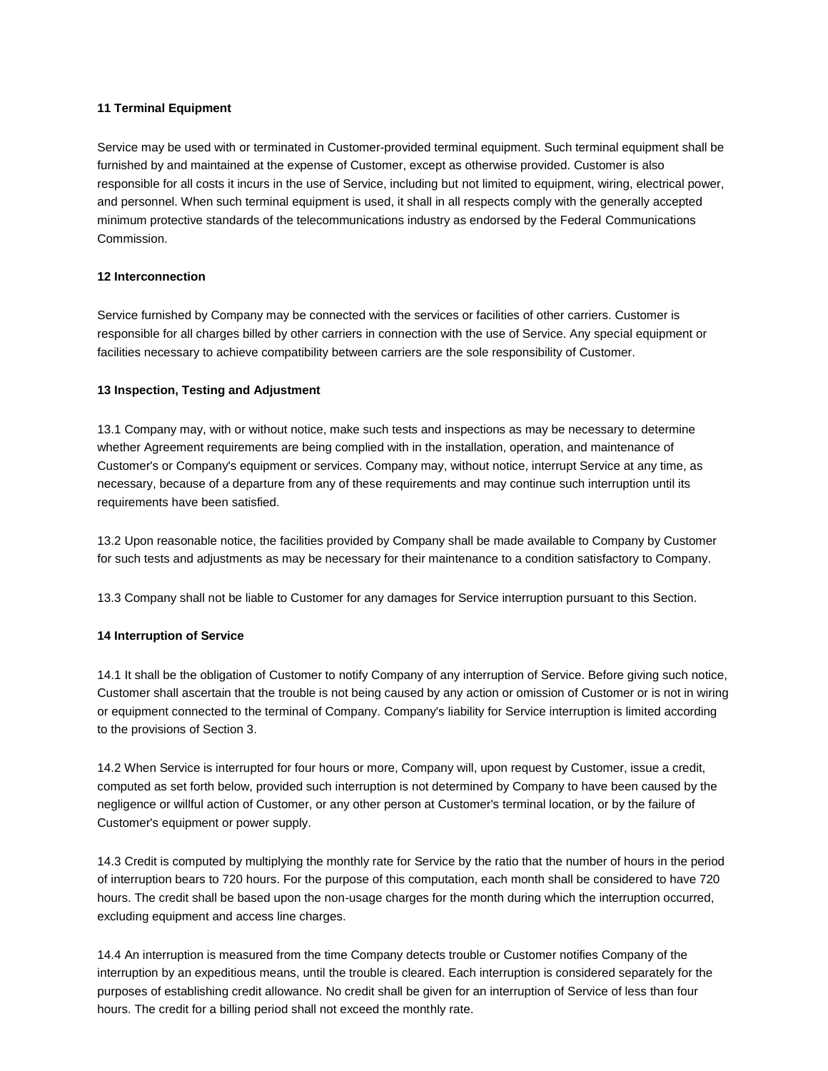## 11 Terminal Equipment

Service may be used with or terminated in Customer-provided terminal equipment. Such terminal equipment shall be furnished by and maintained at the expense of Customer, except as otherwise provided. Customer is also responsible for all costs it incurs in the use of Service, including but not limited to equipment, wiring, electrical power, and personnel. When such terminal equipment is used, it shall in all respects comply with the generally accepted minimum protective standards of the telecommunications industry as endorsed by the Federal Communications Commission.

## 12 Interconnection

Service furnished by Company may be connected with the services or facilities of other carriers. Customer is responsible for all charges billed by other carriers in connection with the use of Service. Any special equipment or facilities necessary to achieve compatibility between carriers are the sole responsibility of Customer.

## 13 Inspection, Testing and Adjustment

13.1 Company may, with or without notice, make such tests and inspections as may be necessary to determine whether Agreement requirements are being complied with in the installation, operation, and maintenance of Customer's or Company's equipment or services. Company may, without notice, interrupt Service at any time, as necessary, because of a departure from any of these requirements and may continue such interruption until its requirements have been satisfied.

13.2 Upon reasonable notice, the facilities provided by Company shall be made available to Company by Customer for such tests and adjustments as may be necessary for their maintenance to a condition satisfactory to Company.

13.3 Company shall not be liable to Customer for any damages for Service interruption pursuant to this Section.

## 14 Interruption of Service

14.1 It shall be the obligation of Customer to notify Company of any interruption of Service. Before giving such notice, Customer shall ascertain that the trouble is not being caused by any action or omission of Customer or is not in wiring or equipment connected to the terminal of Company. Company's liability for Service interruption is limited according to the provisions of Section 3.

14.2 When Service is interrupted for four hours or more, Company will, upon request by Customer, issue a credit, computed as set forth below, provided such interruption is not determined by Company to have been caused by the negligence or willful action of Customer, or any other person at Customer's terminal location, or by the failure of Customer's equipment or power supply.

14.3 Credit is computed by multiplying the monthly rate for Service by the ratio that the number of hours in the period of interruption bears to 720 hours. For the purpose of this computation, each month shall be considered to have 720 hours. The credit shall be based upon the non-usage charges for the month during which the interruption occurred, excluding equipment and access line charges.

14.4 An interruption is measured from the time Company detects trouble or Customer notifies Company of the interruption by an expeditious means, until the trouble is cleared. Each interruption is considered separately for the purposes of establishing credit allowance. No credit shall be given for an interruption of Service of less than four hours. The credit for a billing period shall not exceed the monthly rate.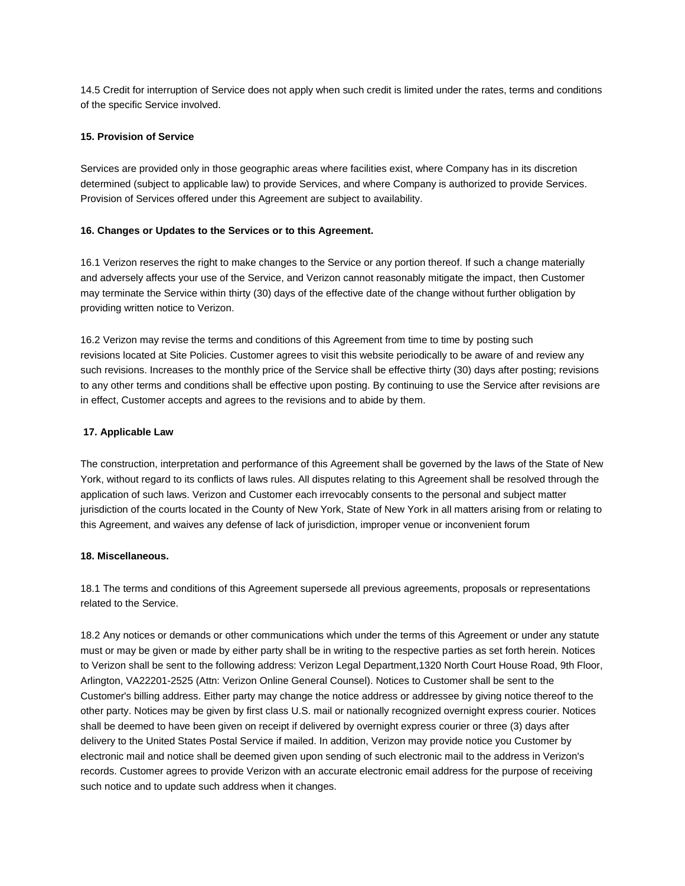14.5 Credit for interruption of Service does not apply when such credit is limited under the rates, terms and conditions of the specific Service involved.

**15. Provision of Service**

Services are provided only in those geographic areas where facilities exist, where Company has in its discretion determined (subject to applicable law) to provide Services, and where Company is authorized to provide Services. Provision of Services offered under this Agreement are subject to availability.

**16. Changes or Updates to the Services or to this Agreement.**

16.1 Verizon reserves the right to make changes to the Service or any portion thereof. If such a change materially and adversely affects your use of the Service, and Verizon cannot reasonably mitigate the impact, then Customer may terminate the Service within thirty (30) days of the effective date of the change without further obligation by providing written notice to Verizon.

16.2 Verizon may revise the terms and conditions of this Agreement from time to time by posting such revisions located at Site Policies. Customer agrees to visit this website periodically to be aware of and review any such revisions. Increases to the monthly price of the Service shall be effective thirty (30) days after posting; revisions to any other terms and conditions shall be effective upon posting. By continuing to use the Service after revisions are in effect, Customer accepts and agrees to the revisions and to abide by them.

**17. Applicable Law**

The construction, interpretation and performance of this Agreement shall be governed by the laws of the State of New York, without regard to its conflicts of laws rules. All disputes relating to this Agreement shall be resolved through the application of such laws. Verizon and Customer each irrevocably consents to the personal and subject matter jurisdiction of the courts located in the County of New York, State of New York in all matters arising from or relating to this Agreement, and waives any defense of lack of jurisdiction, improper venue or inconvenient forum

**18. Miscellaneous.**

18.1 The terms and conditions of this Agreement supersede all previous agreements, proposals or representations related to the Service.

18.2 Any notices or demands or other communications which under the terms of this Agreement or under any statute must or may be given or made by either party shall be in writing to the respective parties as set forth herein. Notices to Verizon shall be sent to the following address: Verizon Legal Department,1320 North Court House Road, 9th Floor, Arlington, VA22201-2525 (Attn: Verizon Online General Counsel). Notices to Customer shall be sent to the Customer's billing address. Either party may change the notice address or addressee by giving notice thereof to the other party. Notices may be given by first class U.S. mail or nationally recognized overnight express courier. Notices shall be deemed to have been given on receipt if delivered by overnight express courier or three (3) days after delivery to the United States Postal Service if mailed. In addition, Verizon may provide notice you Customer by electronic mail and notice shall be deemed given upon sending of such electronic mail to the address in Verizon's records. Customer agrees to provide Verizon with an accurate electronic email address for the purpose of receiving such notice and to update such address when it changes.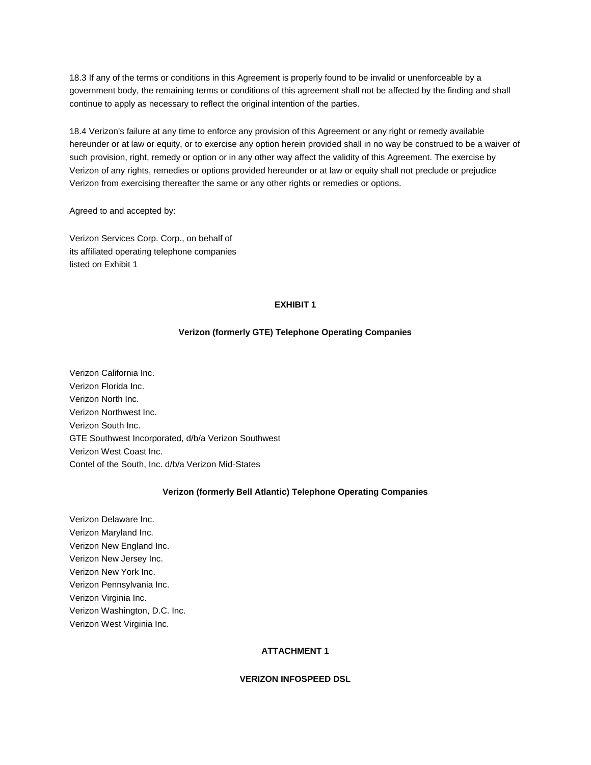18.3 If any of the terms or conditions in this Agreement is properly found to be invalid or unenforceable by a government body, the remaining terms or conditions of this agreement shall not be affected by the finding and shall continue to apply as necessary to reflect the original intention of the parties.

18.4 Verizon's failure at any time to enforce any provision of this Agreement or any right or remedy available hereunder or at law or equity, or to exercise any option herein provided shall in no way be construed to be a waiver of such provision, right, remedy or option or in any other way affect the validity of this Agreement. The exercise by Verizon of any rights, remedies or options provided hereunder or at law or equity shall not preclude or prejudice Verizon from exercising thereafter the same or any other rights or remedies or options.

Agreed to and accepted by:

Verizon Services Corp. Corp., on behalf of
its affiliated operating telephone companies
listed on Exhibit 1

**EXHIBIT 1**

**Verizon (formerly GTE) Telephone Operating Companies**

Verizon California Inc.
Verizon Florida Inc.
Verizon North Inc.
Verizon Northwest Inc.
Verizon South Inc.
GTE Southwest Incorporated, d/b/a Verizon Southwest
Verizon West Coast Inc.
Contel of the South, Inc. d/b/a Verizon Mid-States

**Verizon (formerly Bell Atlantic) Telephone Operating Companies**

Verizon Delaware Inc.
Verizon Maryland Inc.
Verizon New England Inc.
Verizon New Jersey Inc.
Verizon New York Inc.
Verizon Pennsylvania Inc.
Verizon Virginia Inc.
Verizon Washington, D.C. Inc.
Verizon West Virginia Inc.

**ATTACHMENT 1**

**VERIZON INFOSPEED DSL**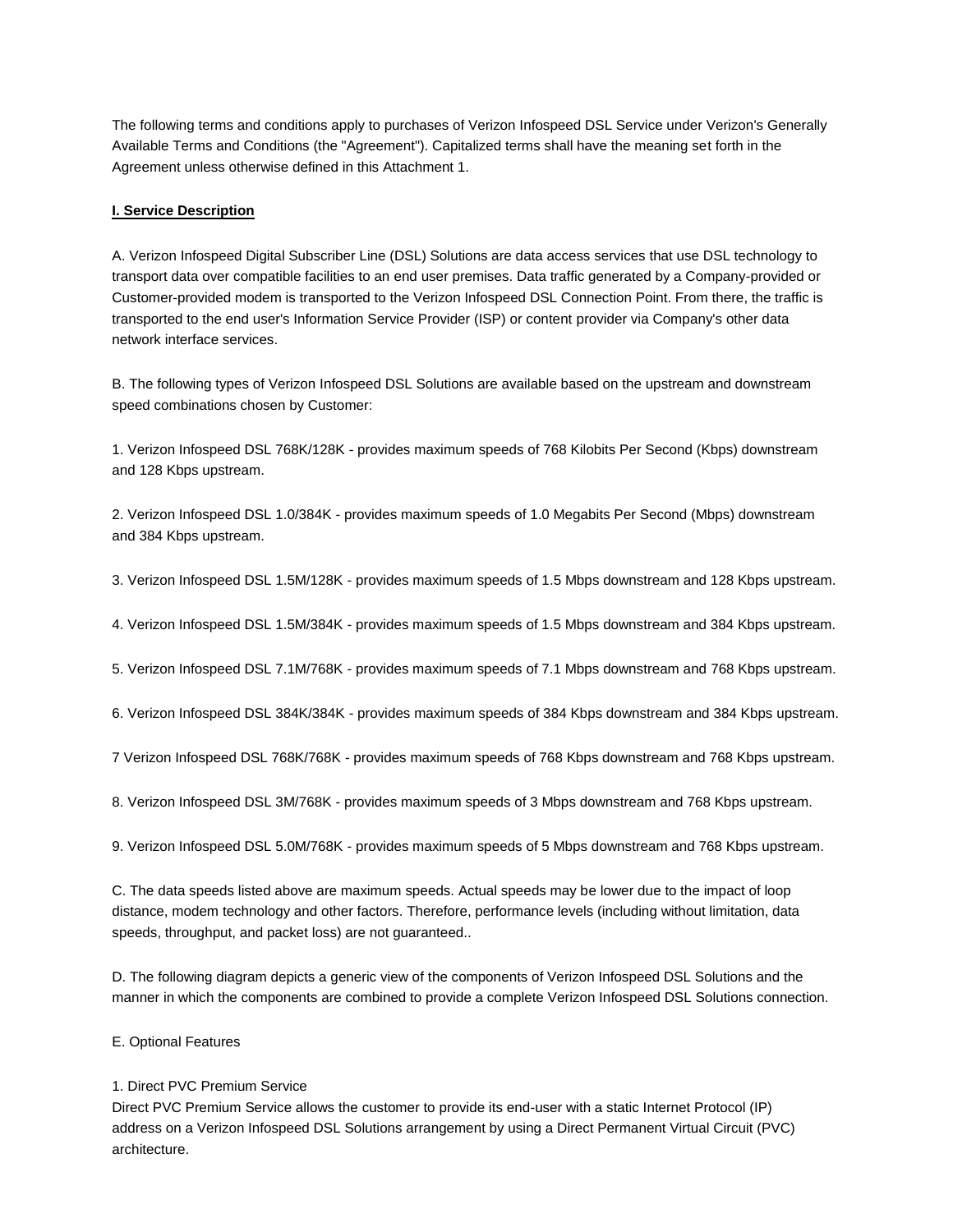The following terms and conditions apply to purchases of Verizon Infospeed DSL Service under Verizon's Generally Available Terms and Conditions (the "Agreement"). Capitalized terms shall have the meaning set forth in the Agreement unless otherwise defined in this Attachment 1.

**I. Service Description**

A. Verizon Infospeed Digital Subscriber Line (DSL) Solutions are data access services that use DSL technology to transport data over compatible facilities to an end user premises. Data traffic generated by a Company-provided or Customer-provided modem is transported to the Verizon Infospeed DSL Connection Point. From there, the traffic is transported to the end user's Information Service Provider (ISP) or content provider via Company's other data network interface services.

B. The following types of Verizon Infospeed DSL Solutions are available based on the upstream and downstream speed combinations chosen by Customer:

1. Verizon Infospeed DSL 768K/128K - provides maximum speeds of 768 Kilobits Per Second (Kbps) downstream and 128 Kbps upstream.

2. Verizon Infospeed DSL 1.0/384K - provides maximum speeds of 1.0 Megabits Per Second (Mbps) downstream and 384 Kbps upstream.

3. Verizon Infospeed DSL 1.5M/128K - provides maximum speeds of 1.5 Mbps downstream and 128 Kbps upstream.

4. Verizon Infospeed DSL 1.5M/384K - provides maximum speeds of 1.5 Mbps downstream and 384 Kbps upstream.

5. Verizon Infospeed DSL 7.1M/768K - provides maximum speeds of 7.1 Mbps downstream and 768 Kbps upstream.

6. Verizon Infospeed DSL 384K/384K - provides maximum speeds of 384 Kbps downstream and 384 Kbps upstream.

7 Verizon Infospeed DSL 768K/768K - provides maximum speeds of 768 Kbps downstream and 768 Kbps upstream.

8. Verizon Infospeed DSL 3M/768K - provides maximum speeds of 3 Mbps downstream and 768 Kbps upstream.

9. Verizon Infospeed DSL 5.0M/768K - provides maximum speeds of 5 Mbps downstream and 768 Kbps upstream.

C. The data speeds listed above are maximum speeds. Actual speeds may be lower due to the impact of loop distance, modem technology and other factors. Therefore, performance levels (including without limitation, data speeds, throughput, and packet loss) are not guaranteed..

D. The following diagram depicts a generic view of the components of Verizon Infospeed DSL Solutions and the manner in which the components are combined to provide a complete Verizon Infospeed DSL Solutions connection.

E. Optional Features

1. Direct PVC Premium Service
Direct PVC Premium Service allows the customer to provide its end-user with a static Internet Protocol (IP) address on a Verizon Infospeed DSL Solutions arrangement by using a Direct Permanent Virtual Circuit (PVC) architecture.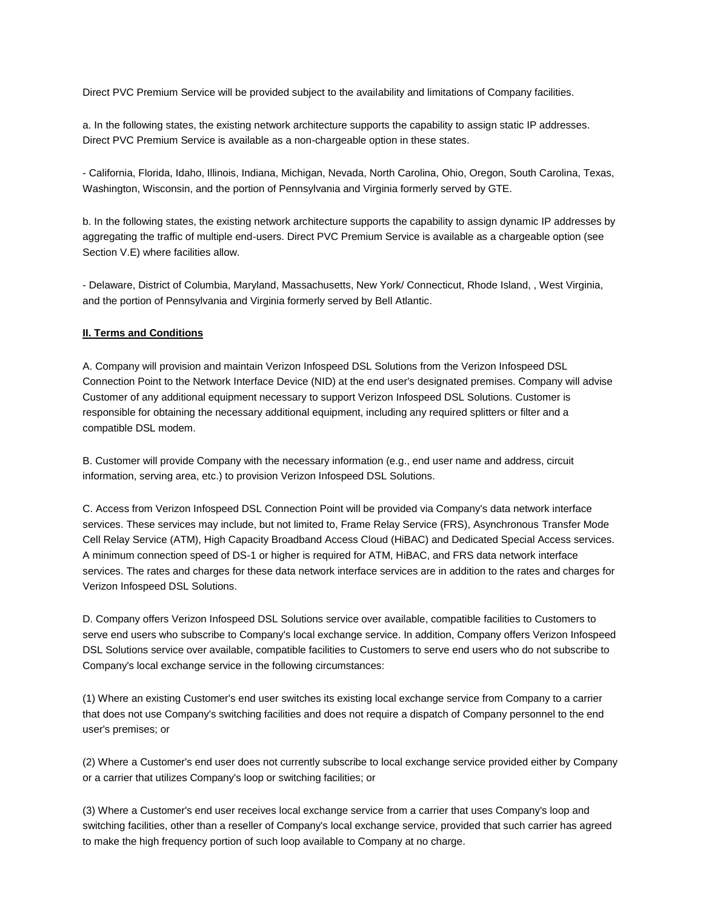Direct PVC Premium Service will be provided subject to the availability and limitations of Company facilities.

a. In the following states, the existing network architecture supports the capability to assign static IP addresses. Direct PVC Premium Service is available as a non-chargeable option in these states.

- California, Florida, Idaho, Illinois, Indiana, Michigan, Nevada, North Carolina, Ohio, Oregon, South Carolina, Texas, Washington, Wisconsin, and the portion of Pennsylvania and Virginia formerly served by GTE.

b. In the following states, the existing network architecture supports the capability to assign dynamic IP addresses by aggregating the traffic of multiple end-users. Direct PVC Premium Service is available as a chargeable option (see Section V.E) where facilities allow.

- Delaware, District of Columbia, Maryland, Massachusetts, New York/ Connecticut, Rhode Island, , West Virginia, and the portion of Pennsylvania and Virginia formerly served by Bell Atlantic.

**II. Terms and Conditions**

A. Company will provision and maintain Verizon Infospeed DSL Solutions from the Verizon Infospeed DSL Connection Point to the Network Interface Device (NID) at the end user's designated premises. Company will advise Customer of any additional equipment necessary to support Verizon Infospeed DSL Solutions. Customer is responsible for obtaining the necessary additional equipment, including any required splitters or filter and a compatible DSL modem.

B. Customer will provide Company with the necessary information (e.g., end user name and address, circuit information, serving area, etc.) to provision Verizon Infospeed DSL Solutions.

C. Access from Verizon Infospeed DSL Connection Point will be provided via Company's data network interface services. These services may include, but not limited to, Frame Relay Service (FRS), Asynchronous Transfer Mode Cell Relay Service (ATM), High Capacity Broadband Access Cloud (HiBAC) and Dedicated Special Access services. A minimum connection speed of DS-1 or higher is required for ATM, HiBAC, and FRS data network interface services. The rates and charges for these data network interface services are in addition to the rates and charges for Verizon Infospeed DSL Solutions.

D. Company offers Verizon Infospeed DSL Solutions service over available, compatible facilities to Customers to serve end users who subscribe to Company's local exchange service. In addition, Company offers Verizon Infospeed DSL Solutions service over available, compatible facilities to Customers to serve end users who do not subscribe to Company's local exchange service in the following circumstances:

(1) Where an existing Customer's end user switches its existing local exchange service from Company to a carrier that does not use Company's switching facilities and does not require a dispatch of Company personnel to the end user's premises; or

(2) Where a Customer's end user does not currently subscribe to local exchange service provided either by Company or a carrier that utilizes Company's loop or switching facilities; or

(3) Where a Customer's end user receives local exchange service from a carrier that uses Company's loop and switching facilities, other than a reseller of Company's local exchange service, provided that such carrier has agreed to make the high frequency portion of such loop available to Company at no charge.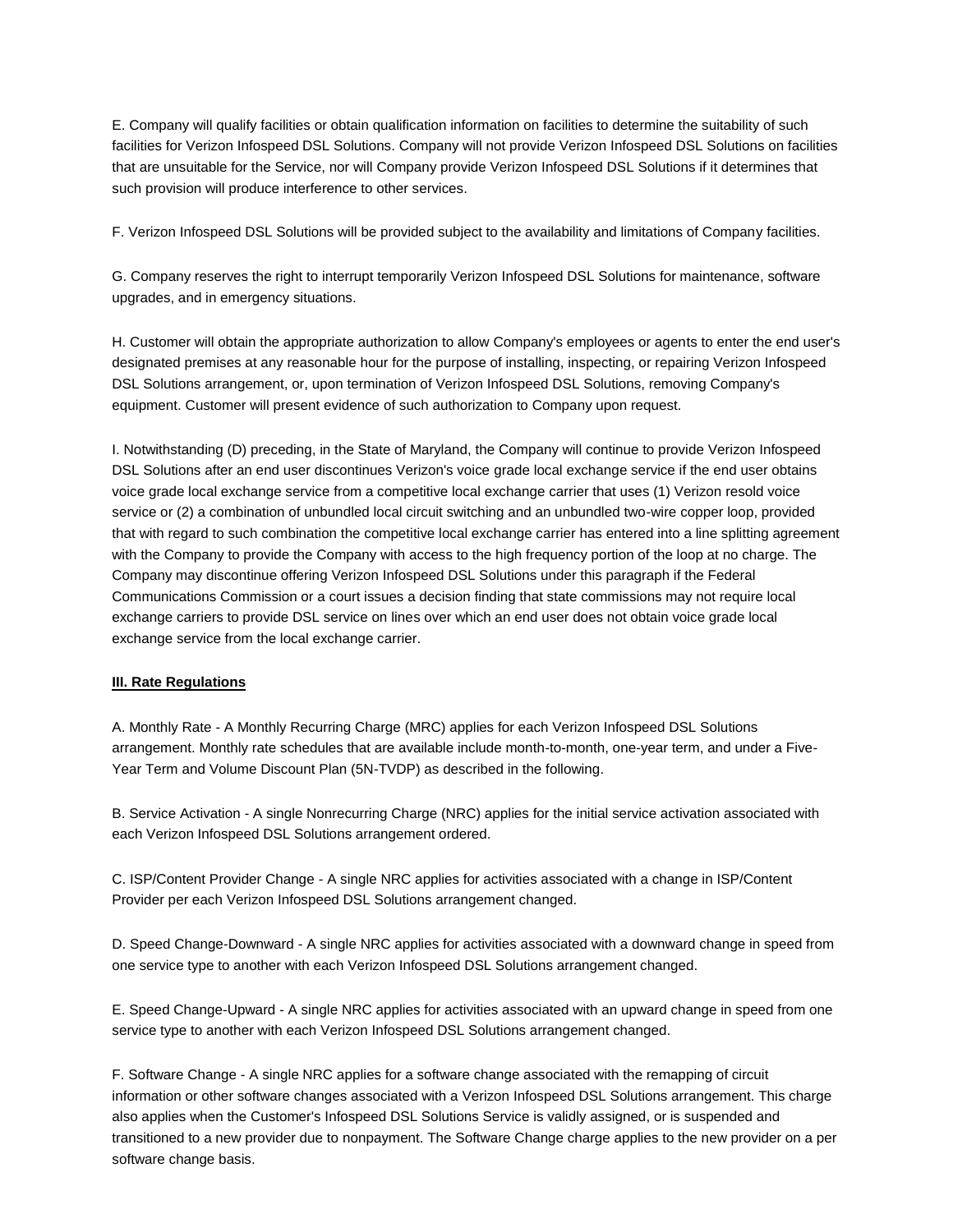E. Company will qualify facilities or obtain qualification information on facilities to determine the suitability of such facilities for Verizon Infospeed DSL Solutions. Company will not provide Verizon Infospeed DSL Solutions on facilities that are unsuitable for the Service, nor will Company provide Verizon Infospeed DSL Solutions if it determines that such provision will produce interference to other services.

F. Verizon Infospeed DSL Solutions will be provided subject to the availability and limitations of Company facilities.

G. Company reserves the right to interrupt temporarily Verizon Infospeed DSL Solutions for maintenance, software upgrades, and in emergency situations.

H. Customer will obtain the appropriate authorization to allow Company's employees or agents to enter the end user's designated premises at any reasonable hour for the purpose of installing, inspecting, or repairing Verizon Infospeed DSL Solutions arrangement, or, upon termination of Verizon Infospeed DSL Solutions, removing Company's equipment. Customer will present evidence of such authorization to Company upon request.

I. Notwithstanding (D) preceding, in the State of Maryland, the Company will continue to provide Verizon Infospeed DSL Solutions after an end user discontinues Verizon's voice grade local exchange service if the end user obtains voice grade local exchange service from a competitive local exchange carrier that uses (1) Verizon resold voice service or (2) a combination of unbundled local circuit switching and an unbundled two-wire copper loop, provided that with regard to such combination the competitive local exchange carrier has entered into a line splitting agreement with the Company to provide the Company with access to the high frequency portion of the loop at no charge. The Company may discontinue offering Verizon Infospeed DSL Solutions under this paragraph if the Federal Communications Commission or a court issues a decision finding that state commissions may not require local exchange carriers to provide DSL service on lines over which an end user does not obtain voice grade local exchange service from the local exchange carrier.

**III. Rate Regulations**

A. Monthly Rate - A Monthly Recurring Charge (MRC) applies for each Verizon Infospeed DSL Solutions arrangement. Monthly rate schedules that are available include month-to-month, one-year term, and under a Five-Year Term and Volume Discount Plan (5N-TVDP) as described in the following.

B. Service Activation - A single Nonrecurring Charge (NRC) applies for the initial service activation associated with each Verizon Infospeed DSL Solutions arrangement ordered.

C. ISP/Content Provider Change - A single NRC applies for activities associated with a change in ISP/Content Provider per each Verizon Infospeed DSL Solutions arrangement changed.

D. Speed Change-Downward - A single NRC applies for activities associated with a downward change in speed from one service type to another with each Verizon Infospeed DSL Solutions arrangement changed.

E. Speed Change-Upward - A single NRC applies for activities associated with an upward change in speed from one service type to another with each Verizon Infospeed DSL Solutions arrangement changed.

F. Software Change - A single NRC applies for a software change associated with the remapping of circuit information or other software changes associated with a Verizon Infospeed DSL Solutions arrangement. This charge also applies when the Customer's Infospeed DSL Solutions Service is validly assigned, or is suspended and transitioned to a new provider due to nonpayment. The Software Change charge applies to the new provider on a per software change basis.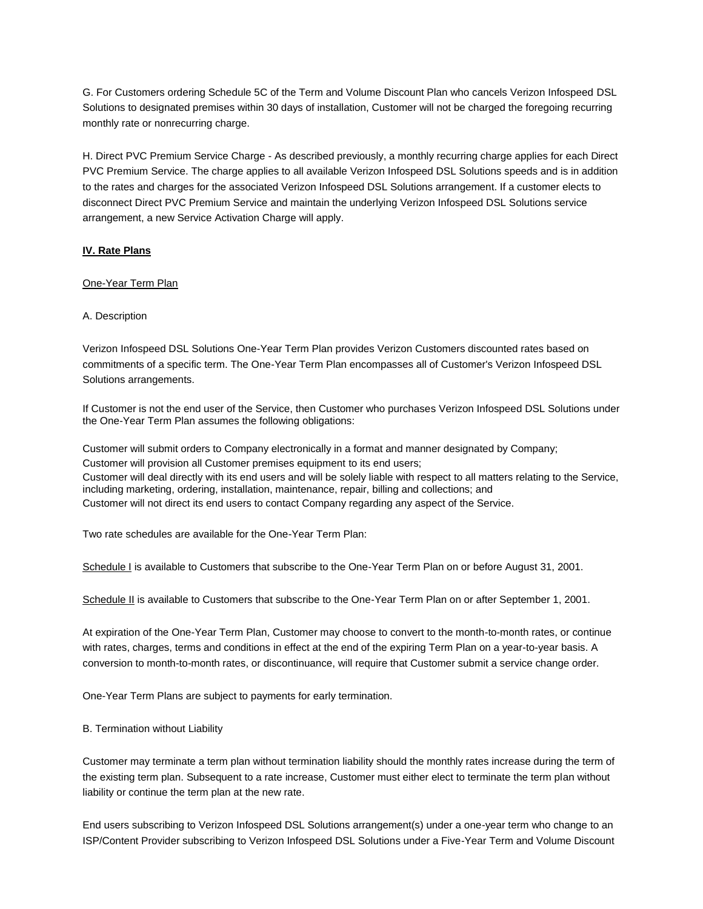G. For Customers ordering Schedule 5C of the Term and Volume Discount Plan who cancels Verizon Infospeed DSL Solutions to designated premises within 30 days of installation, Customer will not be charged the foregoing recurring monthly rate or nonrecurring charge.

H. Direct PVC Premium Service Charge - As described previously, a monthly recurring charge applies for each Direct PVC Premium Service. The charge applies to all available Verizon Infospeed DSL Solutions speeds and is in addition to the rates and charges for the associated Verizon Infospeed DSL Solutions arrangement. If a customer elects to disconnect Direct PVC Premium Service and maintain the underlying Verizon Infospeed DSL Solutions service arrangement, a new Service Activation Charge will apply.

**IV. Rate Plans**

One-Year Term Plan

A. Description

Verizon Infospeed DSL Solutions One-Year Term Plan provides Verizon Customers discounted rates based on commitments of a specific term. The One-Year Term Plan encompasses all of Customer's Verizon Infospeed DSL Solutions arrangements.

If Customer is not the end user of the Service, then Customer who purchases Verizon Infospeed DSL Solutions under the One-Year Term Plan assumes the following obligations:

Customer will submit orders to Company electronically in a format and manner designated by Company;
Customer will provision all Customer premises equipment to its end users;
Customer will deal directly with its end users and will be solely liable with respect to all matters relating to the Service, including marketing, ordering, installation, maintenance, repair, billing and collections; and
Customer will not direct its end users to contact Company regarding any aspect of the Service.

Two rate schedules are available for the One-Year Term Plan:

Schedule I is available to Customers that subscribe to the One-Year Term Plan on or before August 31, 2001.

Schedule II is available to Customers that subscribe to the One-Year Term Plan on or after September 1, 2001.

At expiration of the One-Year Term Plan, Customer may choose to convert to the month-to-month rates, or continue with rates, charges, terms and conditions in effect at the end of the expiring Term Plan on a year-to-year basis. A conversion to month-to-month rates, or discontinuance, will require that Customer submit a service change order.

One-Year Term Plans are subject to payments for early termination.

B. Termination without Liability

Customer may terminate a term plan without termination liability should the monthly rates increase during the term of the existing term plan. Subsequent to a rate increase, Customer must either elect to terminate the term plan without liability or continue the term plan at the new rate.

End users subscribing to Verizon Infospeed DSL Solutions arrangement(s) under a one-year term who change to an ISP/Content Provider subscribing to Verizon Infospeed DSL Solutions under a Five-Year Term and Volume Discount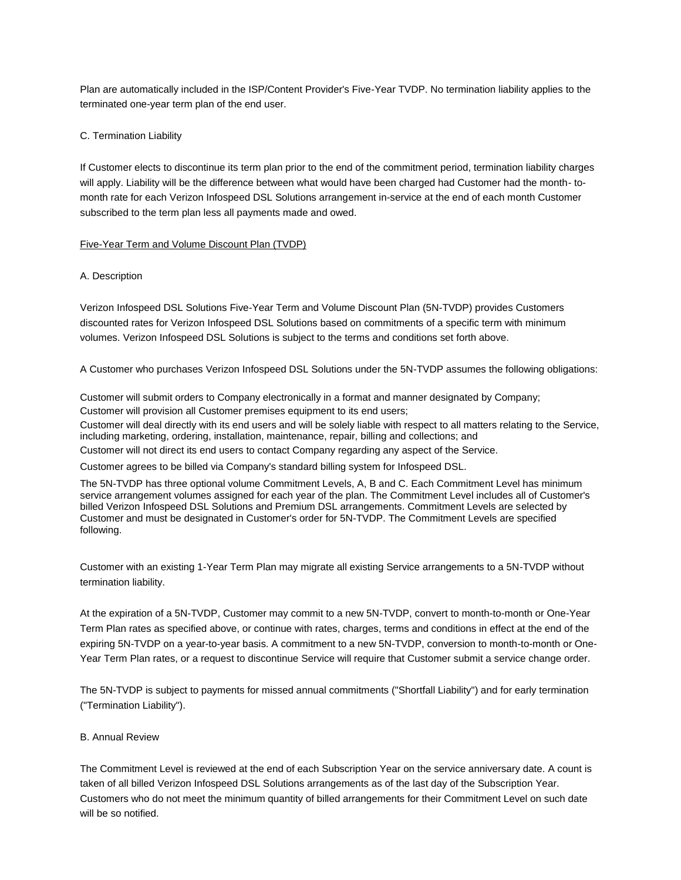Plan are automatically included in the ISP/Content Provider's Five-Year TVDP. No termination liability applies to the terminated one-year term plan of the end user.

C. Termination Liability

If Customer elects to discontinue its term plan prior to the end of the commitment period, termination liability charges will apply. Liability will be the difference between what would have been charged had Customer had the month- to-month rate for each Verizon Infospeed DSL Solutions arrangement in-service at the end of each month Customer subscribed to the term plan less all payments made and owed.

<u>Five-Year Term and Volume Discount Plan (TVDP)</u>

A. Description

Verizon Infospeed DSL Solutions Five-Year Term and Volume Discount Plan (5N-TVDP) provides Customers discounted rates for Verizon Infospeed DSL Solutions based on commitments of a specific term with minimum volumes. Verizon Infospeed DSL Solutions is subject to the terms and conditions set forth above.

A Customer who purchases Verizon Infospeed DSL Solutions under the 5N-TVDP assumes the following obligations:

Customer will submit orders to Company electronically in a format and manner designated by Company;

Customer will provision all Customer premises equipment to its end users;

Customer will deal directly with its end users and will be solely liable with respect to all matters relating to the Service, including marketing, ordering, installation, maintenance, repair, billing and collections; and

Customer will not direct its end users to contact Company regarding any aspect of the Service.

Customer agrees to be billed via Company's standard billing system for Infospeed DSL.

The 5N-TVDP has three optional volume Commitment Levels, A, B and C. Each Commitment Level has minimum service arrangement volumes assigned for each year of the plan. The Commitment Level includes all of Customer's billed Verizon Infospeed DSL Solutions and Premium DSL arrangements. Commitment Levels are selected by Customer and must be designated in Customer's order for 5N-TVDP. The Commitment Levels are specified following.

Customer with an existing 1-Year Term Plan may migrate all existing Service arrangements to a 5N-TVDP without termination liability.

At the expiration of a 5N-TVDP, Customer may commit to a new 5N-TVDP, convert to month-to-month or One-Year Term Plan rates as specified above, or continue with rates, charges, terms and conditions in effect at the end of the expiring 5N-TVDP on a year-to-year basis. A commitment to a new 5N-TVDP, conversion to month-to-month or One-Year Term Plan rates, or a request to discontinue Service will require that Customer submit a service change order.

The 5N-TVDP is subject to payments for missed annual commitments ("Shortfall Liability") and for early termination ("Termination Liability").

B. Annual Review

The Commitment Level is reviewed at the end of each Subscription Year on the service anniversary date. A count is taken of all billed Verizon Infospeed DSL Solutions arrangements as of the last day of the Subscription Year. Customers who do not meet the minimum quantity of billed arrangements for their Commitment Level on such date will be so notified.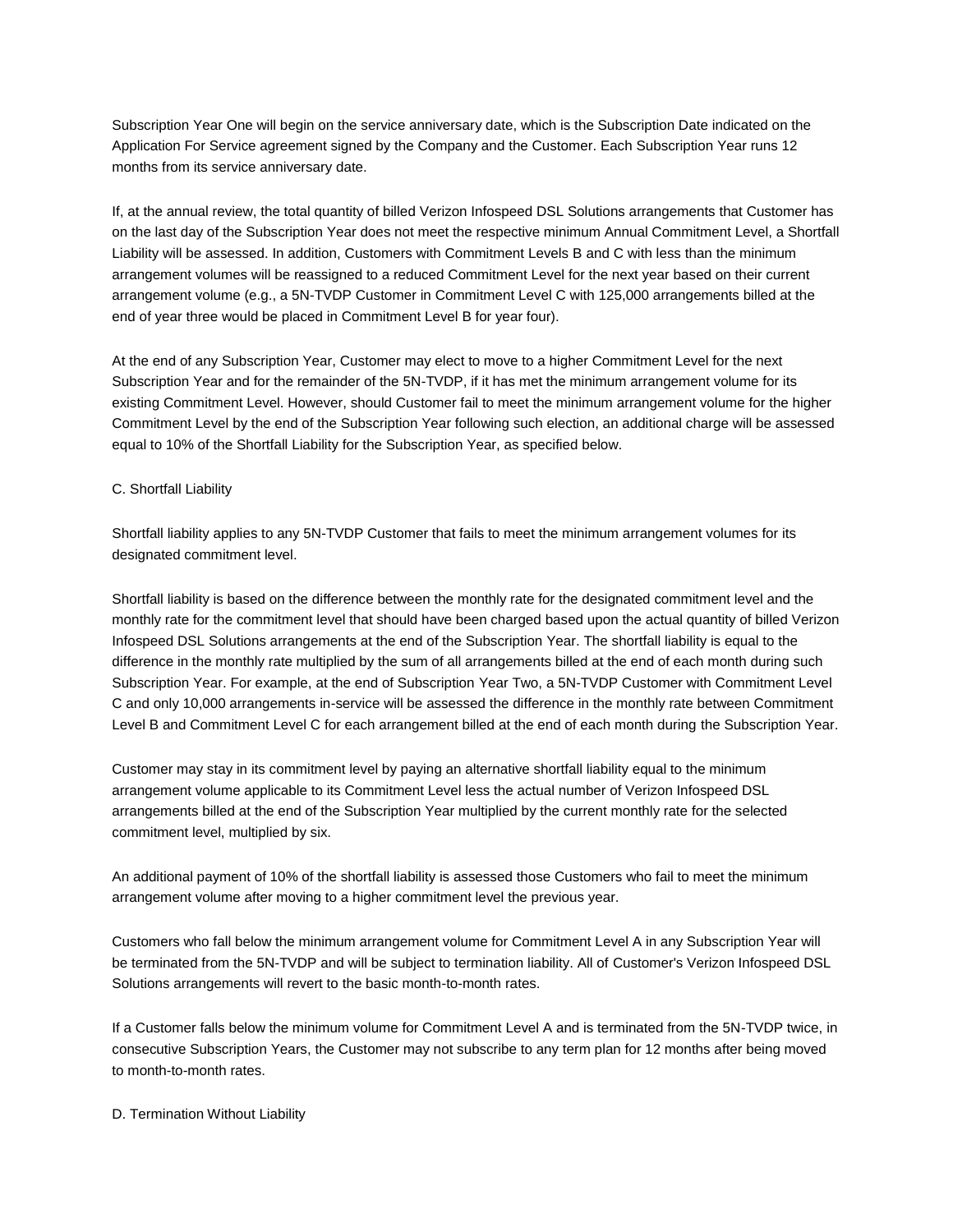Subscription Year One will begin on the service anniversary date, which is the Subscription Date indicated on the Application For Service agreement signed by the Company and the Customer. Each Subscription Year runs 12 months from its service anniversary date.

If, at the annual review, the total quantity of billed Verizon Infospeed DSL Solutions arrangements that Customer has on the last day of the Subscription Year does not meet the respective minimum Annual Commitment Level, a Shortfall Liability will be assessed. In addition, Customers with Commitment Levels B and C with less than the minimum arrangement volumes will be reassigned to a reduced Commitment Level for the next year based on their current arrangement volume (e.g., a 5N-TVDP Customer in Commitment Level C with 125,000 arrangements billed at the end of year three would be placed in Commitment Level B for year four).

At the end of any Subscription Year, Customer may elect to move to a higher Commitment Level for the next Subscription Year and for the remainder of the 5N-TVDP, if it has met the minimum arrangement volume for its existing Commitment Level. However, should Customer fail to meet the minimum arrangement volume for the higher Commitment Level by the end of the Subscription Year following such election, an additional charge will be assessed equal to 10% of the Shortfall Liability for the Subscription Year, as specified below.

C. Shortfall Liability

Shortfall liability applies to any 5N-TVDP Customer that fails to meet the minimum arrangement volumes for its designated commitment level.

Shortfall liability is based on the difference between the monthly rate for the designated commitment level and the monthly rate for the commitment level that should have been charged based upon the actual quantity of billed Verizon Infospeed DSL Solutions arrangements at the end of the Subscription Year. The shortfall liability is equal to the difference in the monthly rate multiplied by the sum of all arrangements billed at the end of each month during such Subscription Year. For example, at the end of Subscription Year Two, a 5N-TVDP Customer with Commitment Level C and only 10,000 arrangements in-service will be assessed the difference in the monthly rate between Commitment Level B and Commitment Level C for each arrangement billed at the end of each month during the Subscription Year.

Customer may stay in its commitment level by paying an alternative shortfall liability equal to the minimum arrangement volume applicable to its Commitment Level less the actual number of Verizon Infospeed DSL arrangements billed at the end of the Subscription Year multiplied by the current monthly rate for the selected commitment level, multiplied by six.

An additional payment of 10% of the shortfall liability is assessed those Customers who fail to meet the minimum arrangement volume after moving to a higher commitment level the previous year.

Customers who fall below the minimum arrangement volume for Commitment Level A in any Subscription Year will be terminated from the 5N-TVDP and will be subject to termination liability. All of Customer's Verizon Infospeed DSL Solutions arrangements will revert to the basic month-to-month rates.

If a Customer falls below the minimum volume for Commitment Level A and is terminated from the 5N-TVDP twice, in consecutive Subscription Years, the Customer may not subscribe to any term plan for 12 months after being moved to month-to-month rates.

D. Termination Without Liability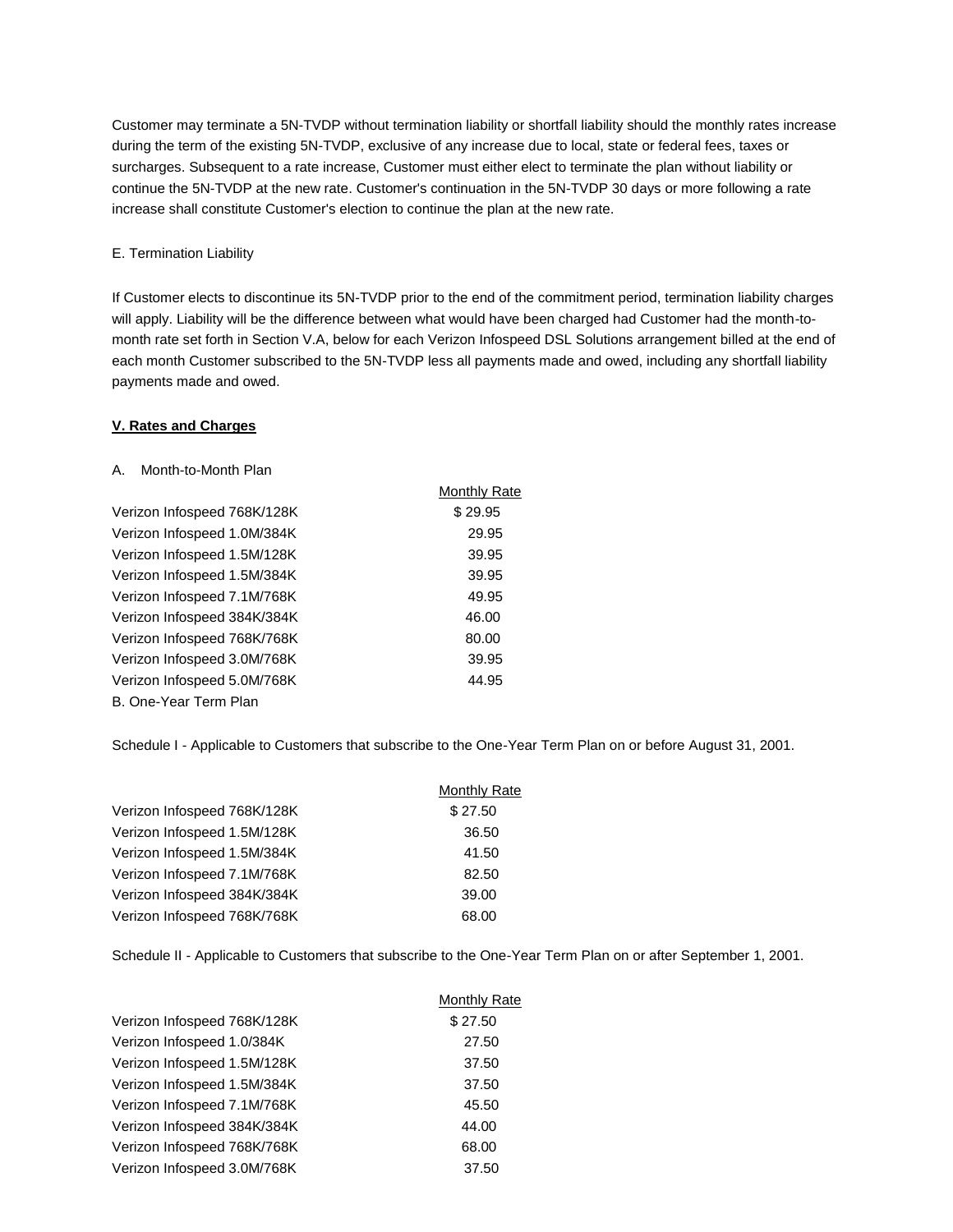Customer may terminate a 5N-TVDP without termination liability or shortfall liability should the monthly rates increase during the term of the existing 5N-TVDP, exclusive of any increase due to local, state or federal fees, taxes or surcharges. Subsequent to a rate increase, Customer must either elect to terminate the plan without liability or continue the 5N-TVDP at the new rate. Customer's continuation in the 5N-TVDP 30 days or more following a rate increase shall constitute Customer's election to continue the plan at the new rate.

E. Termination Liability

If Customer elects to discontinue its 5N-TVDP prior to the end of the commitment period, termination liability charges will apply. Liability will be the difference between what would have been charged had Customer had the month-to-month rate set forth in Section V.A, below for each Verizon Infospeed DSL Solutions arrangement billed at the end of each month Customer subscribed to the 5N-TVDP less all payments made and owed, including any shortfall liability payments made and owed.

**V. Rates and Charges**

A. Month-to-Month Plan

| | Monthly Rate |
|---|---|
| Verizon Infospeed 768K/128K | $ 29.95 |
| Verizon Infospeed 1.0M/384K | 29.95 |
| Verizon Infospeed 1.5M/128K | 39.95 |
| Verizon Infospeed 1.5M/384K | 39.95 |
| Verizon Infospeed 7.1M/768K | 49.95 |
| Verizon Infospeed 384K/384K | 46.00 |
| Verizon Infospeed 768K/768K | 80.00 |
| Verizon Infospeed 3.0M/768K | 39.95 |
| Verizon Infospeed 5.0M/768K | 44.95 |

B. One-Year Term Plan

Schedule I - Applicable to Customers that subscribe to the One-Year Term Plan on or before August 31, 2001.

| | Monthly Rate |
|---|---|
| Verizon Infospeed 768K/128K | $ 27.50 |
| Verizon Infospeed 1.5M/128K | 36.50 |
| Verizon Infospeed 1.5M/384K | 41.50 |
| Verizon Infospeed 7.1M/768K | 82.50 |
| Verizon Infospeed 384K/384K | 39.00 |
| Verizon Infospeed 768K/768K | 68.00 |

Schedule II - Applicable to Customers that subscribe to the One-Year Term Plan on or after September 1, 2001.

| | Monthly Rate |
|---|---|
| Verizon Infospeed 768K/128K | $ 27.50 |
| Verizon Infospeed 1.0/384K | 27.50 |
| Verizon Infospeed 1.5M/128K | 37.50 |
| Verizon Infospeed 1.5M/384K | 37.50 |
| Verizon Infospeed 7.1M/768K | 45.50 |
| Verizon Infospeed 384K/384K | 44.00 |
| Verizon Infospeed 768K/768K | 68.00 |
| Verizon Infospeed 3.0M/768K | 37.50 |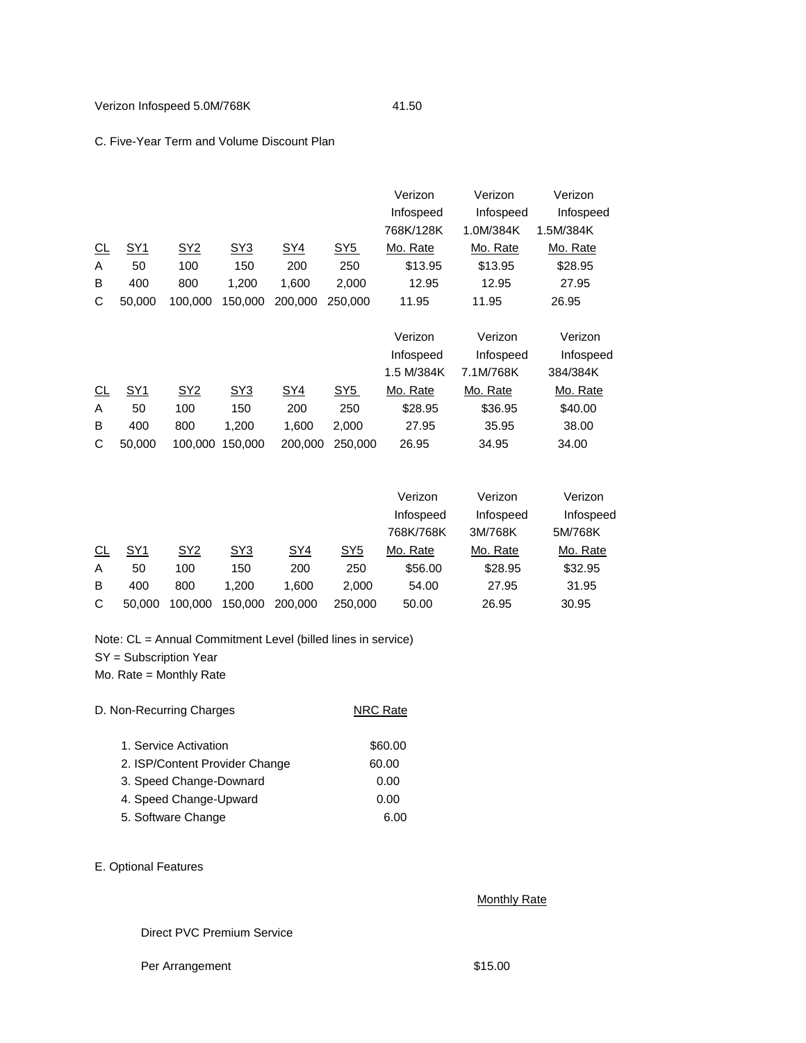Verizon Infospeed 5.0M/768K 41.50

C. Five-Year Term and Volume Discount Plan

| CL | SY1 | SY2 | SY3 | SY4 | SY5 | Verizon Infospeed 768K/128K Mo. Rate | Verizon Infospeed 1.0M/384K Mo. Rate | Verizon Infospeed 1.5M/384K Mo. Rate |
|---|---|---|---|---|---|---|---|---|
| A | 50 | 100 | 150 | 200 | 250 | $13.95 | $13.95 | $28.95 |
| B | 400 | 800 | 1,200 | 1,600 | 2,000 | 12.95 | 12.95 | 27.95 |
| C | 50,000 | 100,000 | 150,000 | 200,000 | 250,000 | 11.95 | 11.95 | 26.95 |

| CL | SY1 | SY2 | SY3 | SY4 | SY5 | Verizon Infospeed 1.5 M/384K Mo. Rate | Verizon Infospeed 7.1M/768K Mo. Rate | Verizon Infospeed 384/384K Mo. Rate |
|---|---|---|---|---|---|---|---|---|
| A | 50 | 100 | 150 | 200 | 250 | $28.95 | $36.95 | $40.00 |
| B | 400 | 800 | 1,200 | 1,600 | 2,000 | 27.95 | 35.95 | 38.00 |
| C | 50,000 | 100,000 | 150,000 | 200,000 | 250,000 | 26.95 | 34.95 | 34.00 |

| CL | SY1 | SY2 | SY3 | SY4 | SY5 | Verizon Infospeed 768K/768K Mo. Rate | Verizon Infospeed 3M/768K Mo. Rate | Verizon Infospeed 5M/768K Mo. Rate |
|---|---|---|---|---|---|---|---|---|
| A | 50 | 100 | 150 | 200 | 250 | $56.00 | $28.95 | $32.95 |
| B | 400 | 800 | 1,200 | 1,600 | 2,000 | 54.00 | 27.95 | 31.95 |
| C | 50,000 | 100,000 | 150,000 | 200,000 | 250,000 | 50.00 | 26.95 | 30.95 |

Note: CL = Annual Commitment Level (billed lines in service)
SY = Subscription Year
Mo. Rate = Monthly Rate

| D. Non-Recurring Charges | NRC Rate |
|---|---|
| 1. Service Activation | $60.00 |
| 2. ISP/Content Provider Change | 60.00 |
| 3. Speed Change-Downard | 0.00 |
| 4. Speed Change-Upward | 0.00 |
| 5. Software Change | 6.00 |

E. Optional Features

| | Monthly Rate |
|---|---|
| Direct PVC Premium Service | |
| Per Arrangement | $15.00 |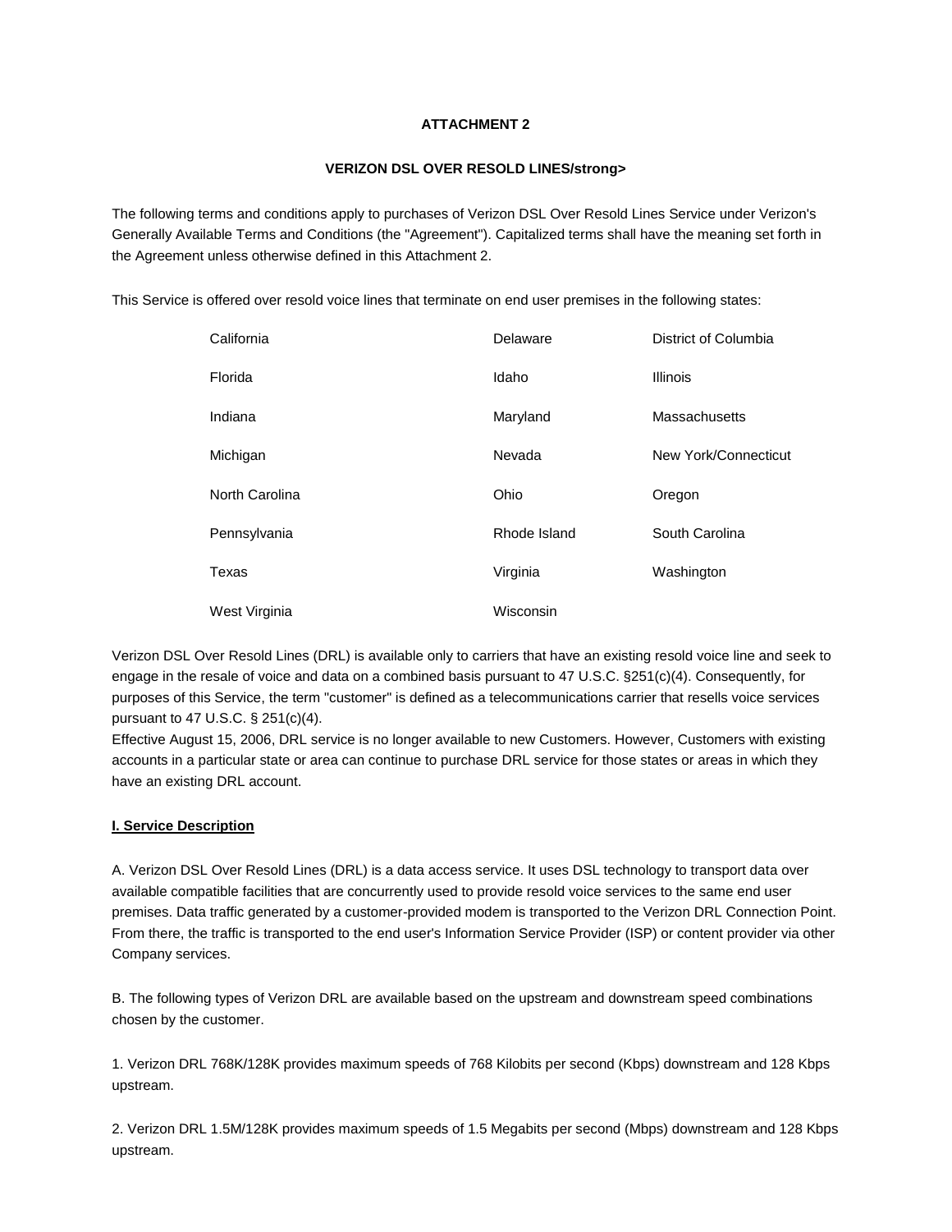**ATTACHMENT 2**

**VERIZON DSL OVER RESOLD LINES/strong>**

The following terms and conditions apply to purchases of Verizon DSL Over Resold Lines Service under Verizon's Generally Available Terms and Conditions (the "Agreement"). Capitalized terms shall have the meaning set forth in the Agreement unless otherwise defined in this Attachment 2.

This Service is offered over resold voice lines that terminate on end user premises in the following states:

| | | |
|---|---|---|
| California | Delaware | District of Columbia |
| Florida | Idaho | Illinois |
| Indiana | Maryland | Massachusetts |
| Michigan | Nevada | New York/Connecticut |
| North Carolina | Ohio | Oregon |
| Pennsylvania | Rhode Island | South Carolina |
| Texas | Virginia | Washington |
| West Virginia | Wisconsin | |

Verizon DSL Over Resold Lines (DRL) is available only to carriers that have an existing resold voice line and seek to engage in the resale of voice and data on a combined basis pursuant to 47 U.S.C. §251(c)(4). Consequently, for purposes of this Service, the term "customer" is defined as a telecommunications carrier that resells voice services pursuant to 47 U.S.C. § 251(c)(4).
Effective August 15, 2006, DRL service is no longer available to new Customers. However, Customers with existing accounts in a particular state or area can continue to purchase DRL service for those states or areas in which they have an existing DRL account.

**I. Service Description**

A. Verizon DSL Over Resold Lines (DRL) is a data access service. It uses DSL technology to transport data over available compatible facilities that are concurrently used to provide resold voice services to the same end user premises. Data traffic generated by a customer-provided modem is transported to the Verizon DRL Connection Point. From there, the traffic is transported to the end user's Information Service Provider (ISP) or content provider via other Company services.

B. The following types of Verizon DRL are available based on the upstream and downstream speed combinations chosen by the customer.

1. Verizon DRL 768K/128K provides maximum speeds of 768 Kilobits per second (Kbps) downstream and 128 Kbps upstream.

2. Verizon DRL 1.5M/128K provides maximum speeds of 1.5 Megabits per second (Mbps) downstream and 128 Kbps upstream.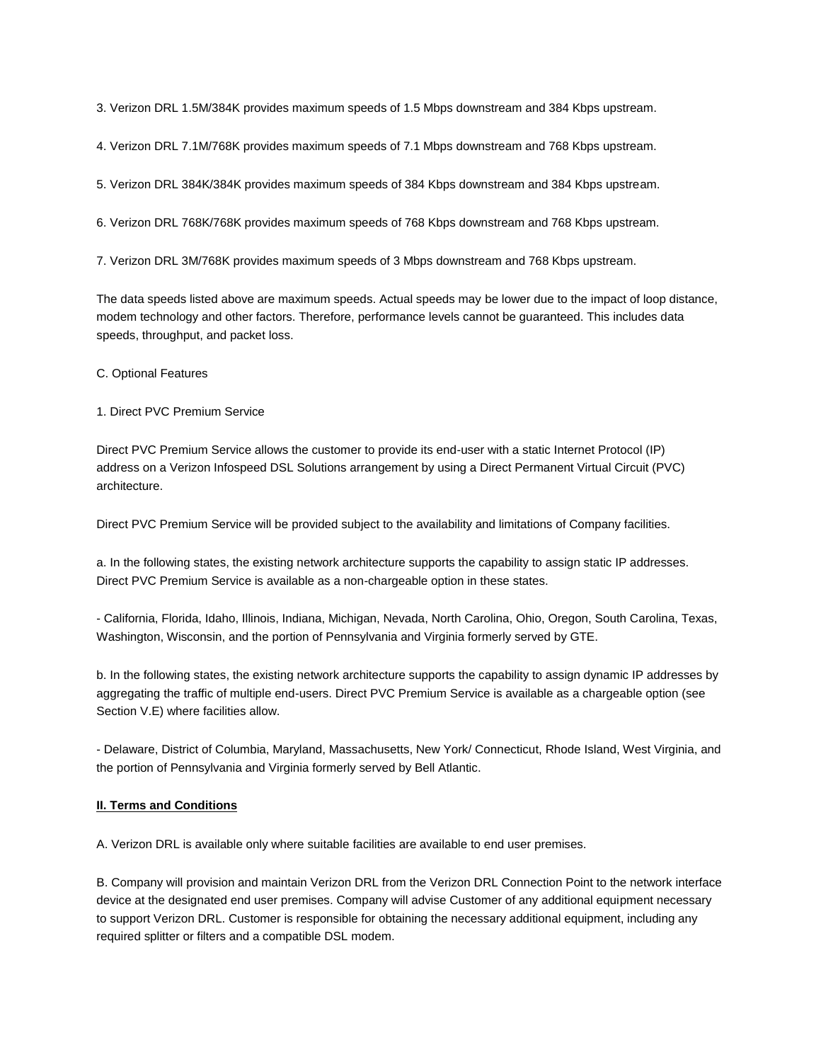3. Verizon DRL 1.5M/384K provides maximum speeds of 1.5 Mbps downstream and 384 Kbps upstream.

4. Verizon DRL 7.1M/768K provides maximum speeds of 7.1 Mbps downstream and 768 Kbps upstream.

5. Verizon DRL 384K/384K provides maximum speeds of 384 Kbps downstream and 384 Kbps upstream.

6. Verizon DRL 768K/768K provides maximum speeds of 768 Kbps downstream and 768 Kbps upstream.

7. Verizon DRL 3M/768K provides maximum speeds of 3 Mbps downstream and 768 Kbps upstream.

The data speeds listed above are maximum speeds. Actual speeds may be lower due to the impact of loop distance, modem technology and other factors. Therefore, performance levels cannot be guaranteed. This includes data speeds, throughput, and packet loss.

C. Optional Features

1. Direct PVC Premium Service

Direct PVC Premium Service allows the customer to provide its end-user with a static Internet Protocol (IP) address on a Verizon Infospeed DSL Solutions arrangement by using a Direct Permanent Virtual Circuit (PVC) architecture.

Direct PVC Premium Service will be provided subject to the availability and limitations of Company facilities.

a. In the following states, the existing network architecture supports the capability to assign static IP addresses. Direct PVC Premium Service is available as a non-chargeable option in these states.

- California, Florida, Idaho, Illinois, Indiana, Michigan, Nevada, North Carolina, Ohio, Oregon, South Carolina, Texas, Washington, Wisconsin, and the portion of Pennsylvania and Virginia formerly served by GTE.

b. In the following states, the existing network architecture supports the capability to assign dynamic IP addresses by aggregating the traffic of multiple end-users. Direct PVC Premium Service is available as a chargeable option (see Section V.E) where facilities allow.

- Delaware, District of Columbia, Maryland, Massachusetts, New York/ Connecticut, Rhode Island, West Virginia, and the portion of Pennsylvania and Virginia formerly served by Bell Atlantic.

**II. Terms and Conditions**

A. Verizon DRL is available only where suitable facilities are available to end user premises.

B. Company will provision and maintain Verizon DRL from the Verizon DRL Connection Point to the network interface device at the designated end user premises. Company will advise Customer of any additional equipment necessary to support Verizon DRL. Customer is responsible for obtaining the necessary additional equipment, including any required splitter or filters and a compatible DSL modem.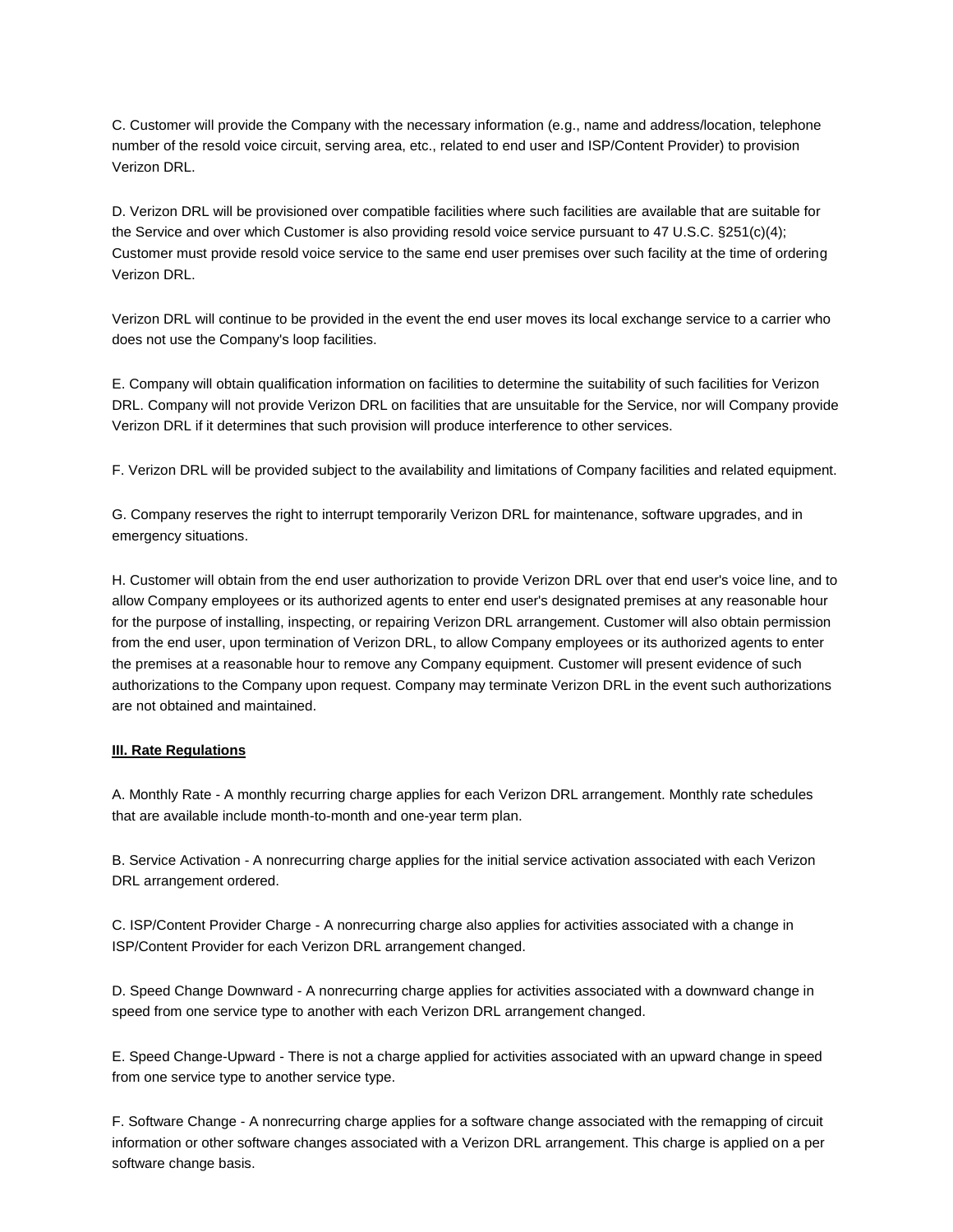C. Customer will provide the Company with the necessary information (e.g., name and address/location, telephone number of the resold voice circuit, serving area, etc., related to end user and ISP/Content Provider) to provision Verizon DRL.

D. Verizon DRL will be provisioned over compatible facilities where such facilities are available that are suitable for the Service and over which Customer is also providing resold voice service pursuant to 47 U.S.C. §251(c)(4); Customer must provide resold voice service to the same end user premises over such facility at the time of ordering Verizon DRL.

Verizon DRL will continue to be provided in the event the end user moves its local exchange service to a carrier who does not use the Company's loop facilities.

E. Company will obtain qualification information on facilities to determine the suitability of such facilities for Verizon DRL. Company will not provide Verizon DRL on facilities that are unsuitable for the Service, nor will Company provide Verizon DRL if it determines that such provision will produce interference to other services.

F. Verizon DRL will be provided subject to the availability and limitations of Company facilities and related equipment.

G. Company reserves the right to interrupt temporarily Verizon DRL for maintenance, software upgrades, and in emergency situations.

H. Customer will obtain from the end user authorization to provide Verizon DRL over that end user's voice line, and to allow Company employees or its authorized agents to enter end user's designated premises at any reasonable hour for the purpose of installing, inspecting, or repairing Verizon DRL arrangement. Customer will also obtain permission from the end user, upon termination of Verizon DRL, to allow Company employees or its authorized agents to enter the premises at a reasonable hour to remove any Company equipment. Customer will present evidence of such authorizations to the Company upon request. Company may terminate Verizon DRL in the event such authorizations are not obtained and maintained.

**III. Rate Regulations**

A. Monthly Rate - A monthly recurring charge applies for each Verizon DRL arrangement. Monthly rate schedules that are available include month-to-month and one-year term plan.

B. Service Activation - A nonrecurring charge applies for the initial service activation associated with each Verizon DRL arrangement ordered.

C. ISP/Content Provider Charge - A nonrecurring charge also applies for activities associated with a change in ISP/Content Provider for each Verizon DRL arrangement changed.

D. Speed Change Downward - A nonrecurring charge applies for activities associated with a downward change in speed from one service type to another with each Verizon DRL arrangement changed.

E. Speed Change-Upward - There is not a charge applied for activities associated with an upward change in speed from one service type to another service type.

F. Software Change - A nonrecurring charge applies for a software change associated with the remapping of circuit information or other software changes associated with a Verizon DRL arrangement. This charge is applied on a per software change basis.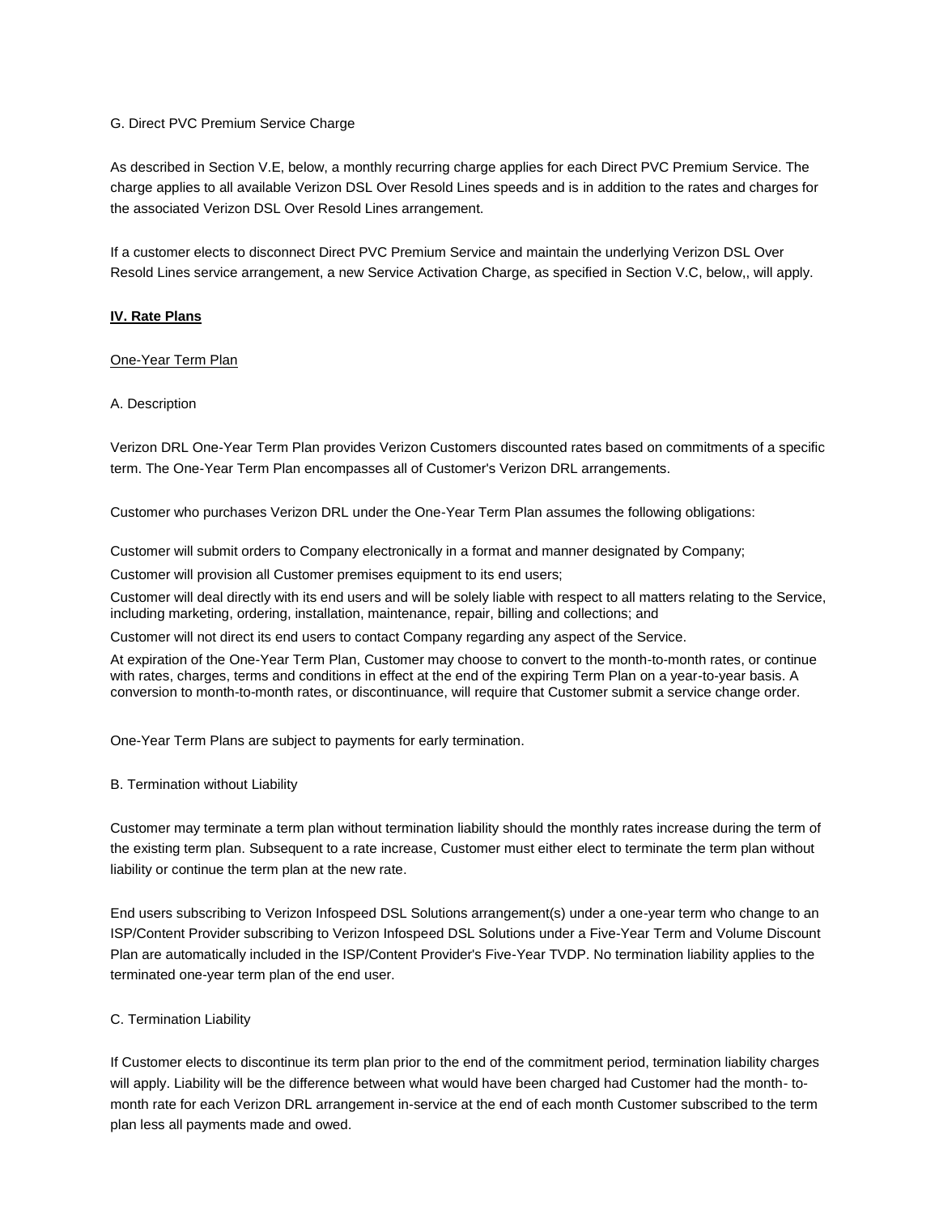G. Direct PVC Premium Service Charge

As described in Section V.E, below, a monthly recurring charge applies for each Direct PVC Premium Service. The charge applies to all available Verizon DSL Over Resold Lines speeds and is in addition to the rates and charges for the associated Verizon DSL Over Resold Lines arrangement.

If a customer elects to disconnect Direct PVC Premium Service and maintain the underlying Verizon DSL Over Resold Lines service arrangement, a new Service Activation Charge, as specified in Section V.C, below,, will apply.

**IV. Rate Plans**

One-Year Term Plan

A. Description

Verizon DRL One-Year Term Plan provides Verizon Customers discounted rates based on commitments of a specific term. The One-Year Term Plan encompasses all of Customer's Verizon DRL arrangements.

Customer who purchases Verizon DRL under the One-Year Term Plan assumes the following obligations:

Customer will submit orders to Company electronically in a format and manner designated by Company;

Customer will provision all Customer premises equipment to its end users;

Customer will deal directly with its end users and will be solely liable with respect to all matters relating to the Service, including marketing, ordering, installation, maintenance, repair, billing and collections; and

Customer will not direct its end users to contact Company regarding any aspect of the Service.

At expiration of the One-Year Term Plan, Customer may choose to convert to the month-to-month rates, or continue with rates, charges, terms and conditions in effect at the end of the expiring Term Plan on a year-to-year basis. A conversion to month-to-month rates, or discontinuance, will require that Customer submit a service change order.

One-Year Term Plans are subject to payments for early termination.

B. Termination without Liability

Customer may terminate a term plan without termination liability should the monthly rates increase during the term of the existing term plan. Subsequent to a rate increase, Customer must either elect to terminate the term plan without liability or continue the term plan at the new rate.

End users subscribing to Verizon Infospeed DSL Solutions arrangement(s) under a one-year term who change to an ISP/Content Provider subscribing to Verizon Infospeed DSL Solutions under a Five-Year Term and Volume Discount Plan are automatically included in the ISP/Content Provider's Five-Year TVDP. No termination liability applies to the terminated one-year term plan of the end user.

C. Termination Liability

If Customer elects to discontinue its term plan prior to the end of the commitment period, termination liability charges will apply. Liability will be the difference between what would have been charged had Customer had the month- to-month rate for each Verizon DRL arrangement in-service at the end of each month Customer subscribed to the term plan less all payments made and owed.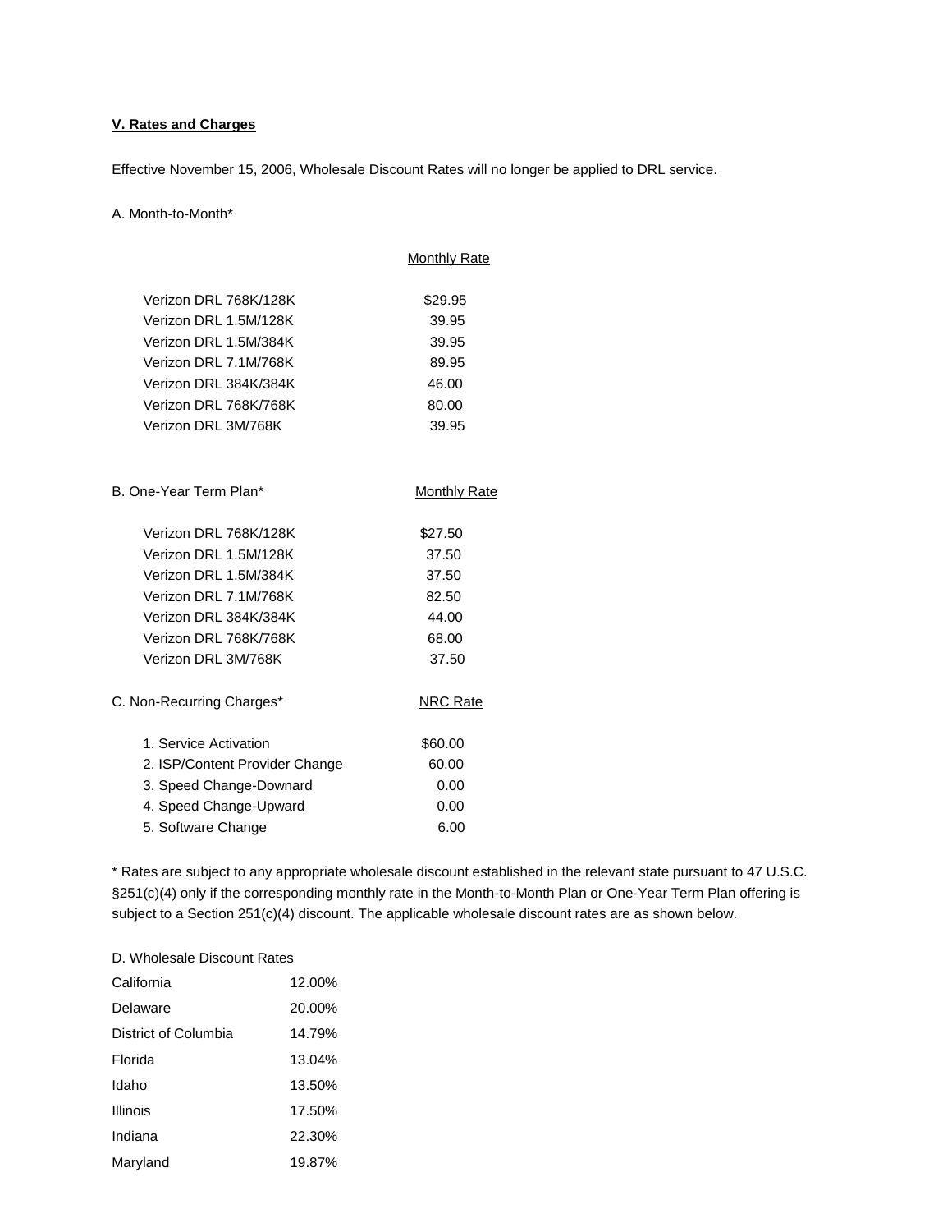**V. Rates and Charges**

Effective November 15, 2006, Wholesale Discount Rates will no longer be applied to DRL service.

A. Month-to-Month*

| | Monthly Rate |
|---|---|
| Verizon DRL 768K/128K | $29.95 |
| Verizon DRL 1.5M/128K | 39.95 |
| Verizon DRL 1.5M/384K | 39.95 |
| Verizon DRL 7.1M/768K | 89.95 |
| Verizon DRL 384K/384K | 46.00 |
| Verizon DRL 768K/768K | 80.00 |
| Verizon DRL 3M/768K | 39.95 |

| B. One-Year Term Plan* | Monthly Rate |
|---|---|
| Verizon DRL 768K/128K | $27.50 |
| Verizon DRL 1.5M/128K | 37.50 |
| Verizon DRL 1.5M/384K | 37.50 |
| Verizon DRL 7.1M/768K | 82.50 |
| Verizon DRL 384K/384K | 44.00 |
| Verizon DRL 768K/768K | 68.00 |
| Verizon DRL 3M/768K | 37.50 |

| C. Non-Recurring Charges* | NRC Rate |
|---|---|
| 1. Service Activation | $60.00 |
| 2. ISP/Content Provider Change | 60.00 |
| 3. Speed Change-Downard | 0.00 |
| 4. Speed Change-Upward | 0.00 |
| 5. Software Change | 6.00 |

* Rates are subject to any appropriate wholesale discount established in the relevant state pursuant to 47 U.S.C. §251(c)(4) only if the corresponding monthly rate in the Month-to-Month Plan or One-Year Term Plan offering is subject to a Section 251(c)(4) discount. The applicable wholesale discount rates are as shown below.

D. Wholesale Discount Rates

| | |
|---|---|
| California | 12.00% |
| Delaware | 20.00% |
| District of Columbia | 14.79% |
| Florida | 13.04% |
| Idaho | 13.50% |
| Illinois | 17.50% |
| Indiana | 22.30% |
| Maryland | 19.87% |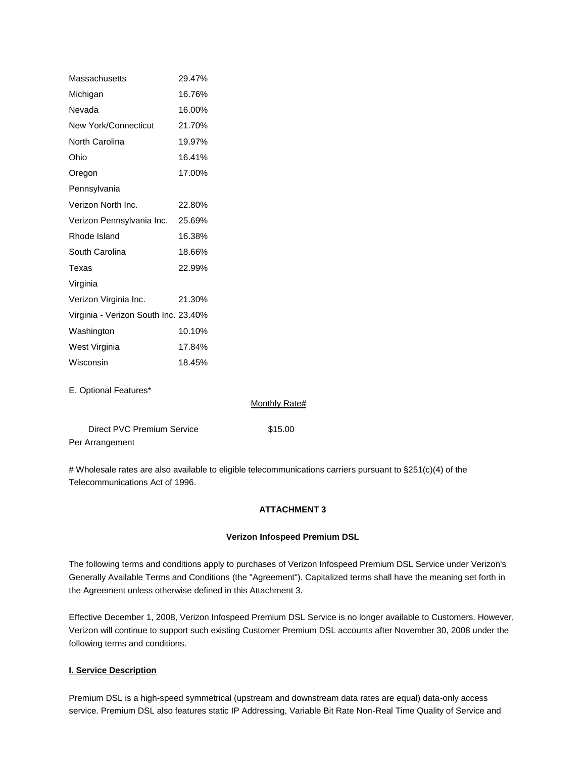| | |
|---|---|
| Massachusetts | 29.47% |
| Michigan | 16.76% |
| Nevada | 16.00% |
| New York/Connecticut | 21.70% |
| North Carolina | 19.97% |
| Ohio | 16.41% |
| Oregon | 17.00% |
| Pennsylvania | |
| Verizon North Inc. | 22.80% |
| Verizon Pennsylvania Inc. | 25.69% |
| Rhode Island | 16.38% |
| South Carolina | 18.66% |
| Texas | 22.99% |
| Virginia | |
| Verizon Virginia Inc. | 21.30% |
| Virginia - Verizon South Inc. | 23.40% |
| Washington | 10.10% |
| West Virginia | 17.84% |
| Wisconsin | 18.45% |

E. Optional Features*

| | Monthly Rate# |
|---|---|
| Direct PVC Premium Service Per Arrangement | $15.00 |

# Wholesale rates are also available to eligible telecommunications carriers pursuant to §251(c)(4) of the Telecommunications Act of 1996.

## ATTACHMENT 3

### Verizon Infospeed Premium DSL

The following terms and conditions apply to purchases of Verizon Infospeed Premium DSL Service under Verizon's Generally Available Terms and Conditions (the "Agreement"). Capitalized terms shall have the meaning set forth in the Agreement unless otherwise defined in this Attachment 3.

Effective December 1, 2008, Verizon Infospeed Premium DSL Service is no longer available to Customers. However, Verizon will continue to support such existing Customer Premium DSL accounts after November 30, 2008 under the following terms and conditions.

**I. Service Description**

Premium DSL is a high-speed symmetrical (upstream and downstream data rates are equal) data-only access service. Premium DSL also features static IP Addressing, Variable Bit Rate Non-Real Time Quality of Service and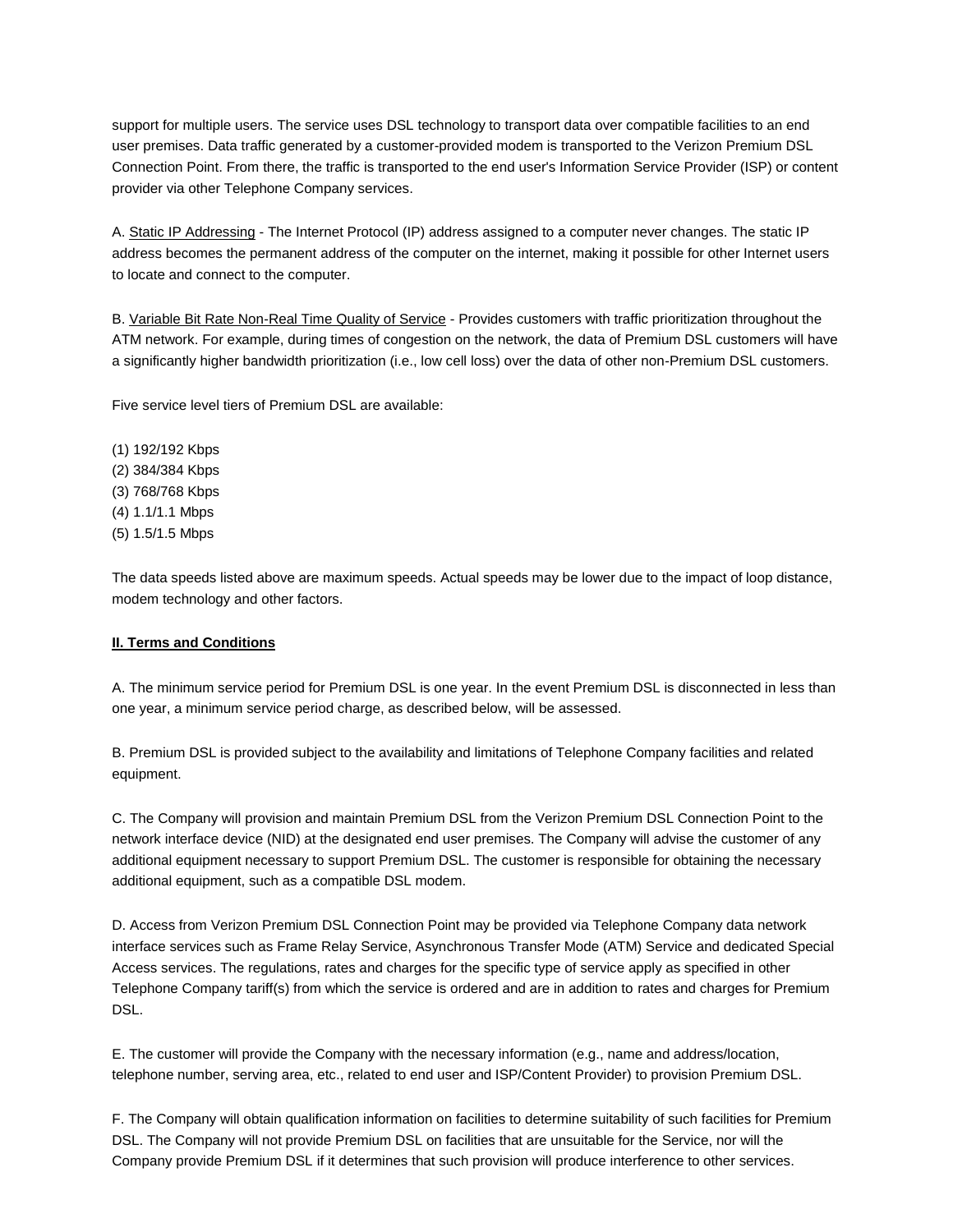support for multiple users. The service uses DSL technology to transport data over compatible facilities to an end user premises. Data traffic generated by a customer-provided modem is transported to the Verizon Premium DSL Connection Point. From there, the traffic is transported to the end user's Information Service Provider (ISP) or content provider via other Telephone Company services.

A. Static IP Addressing - The Internet Protocol (IP) address assigned to a computer never changes. The static IP address becomes the permanent address of the computer on the internet, making it possible for other Internet users to locate and connect to the computer.

B. Variable Bit Rate Non-Real Time Quality of Service - Provides customers with traffic prioritization throughout the ATM network. For example, during times of congestion on the network, the data of Premium DSL customers will have a significantly higher bandwidth prioritization (i.e., low cell loss) over the data of other non-Premium DSL customers.

Five service level tiers of Premium DSL are available:

(1) 192/192 Kbps
(2) 384/384 Kbps
(3) 768/768 Kbps
(4) 1.1/1.1 Mbps
(5) 1.5/1.5 Mbps

The data speeds listed above are maximum speeds. Actual speeds may be lower due to the impact of loop distance, modem technology and other factors.

**II. Terms and Conditions**

A. The minimum service period for Premium DSL is one year. In the event Premium DSL is disconnected in less than one year, a minimum service period charge, as described below, will be assessed.

B. Premium DSL is provided subject to the availability and limitations of Telephone Company facilities and related equipment.

C. The Company will provision and maintain Premium DSL from the Verizon Premium DSL Connection Point to the network interface device (NID) at the designated end user premises. The Company will advise the customer of any additional equipment necessary to support Premium DSL. The customer is responsible for obtaining the necessary additional equipment, such as a compatible DSL modem.

D. Access from Verizon Premium DSL Connection Point may be provided via Telephone Company data network interface services such as Frame Relay Service, Asynchronous Transfer Mode (ATM) Service and dedicated Special Access services. The regulations, rates and charges for the specific type of service apply as specified in other Telephone Company tariff(s) from which the service is ordered and are in addition to rates and charges for Premium DSL.

E. The customer will provide the Company with the necessary information (e.g., name and address/location, telephone number, serving area, etc., related to end user and ISP/Content Provider) to provision Premium DSL.

F. The Company will obtain qualification information on facilities to determine suitability of such facilities for Premium DSL. The Company will not provide Premium DSL on facilities that are unsuitable for the Service, nor will the Company provide Premium DSL if it determines that such provision will produce interference to other services.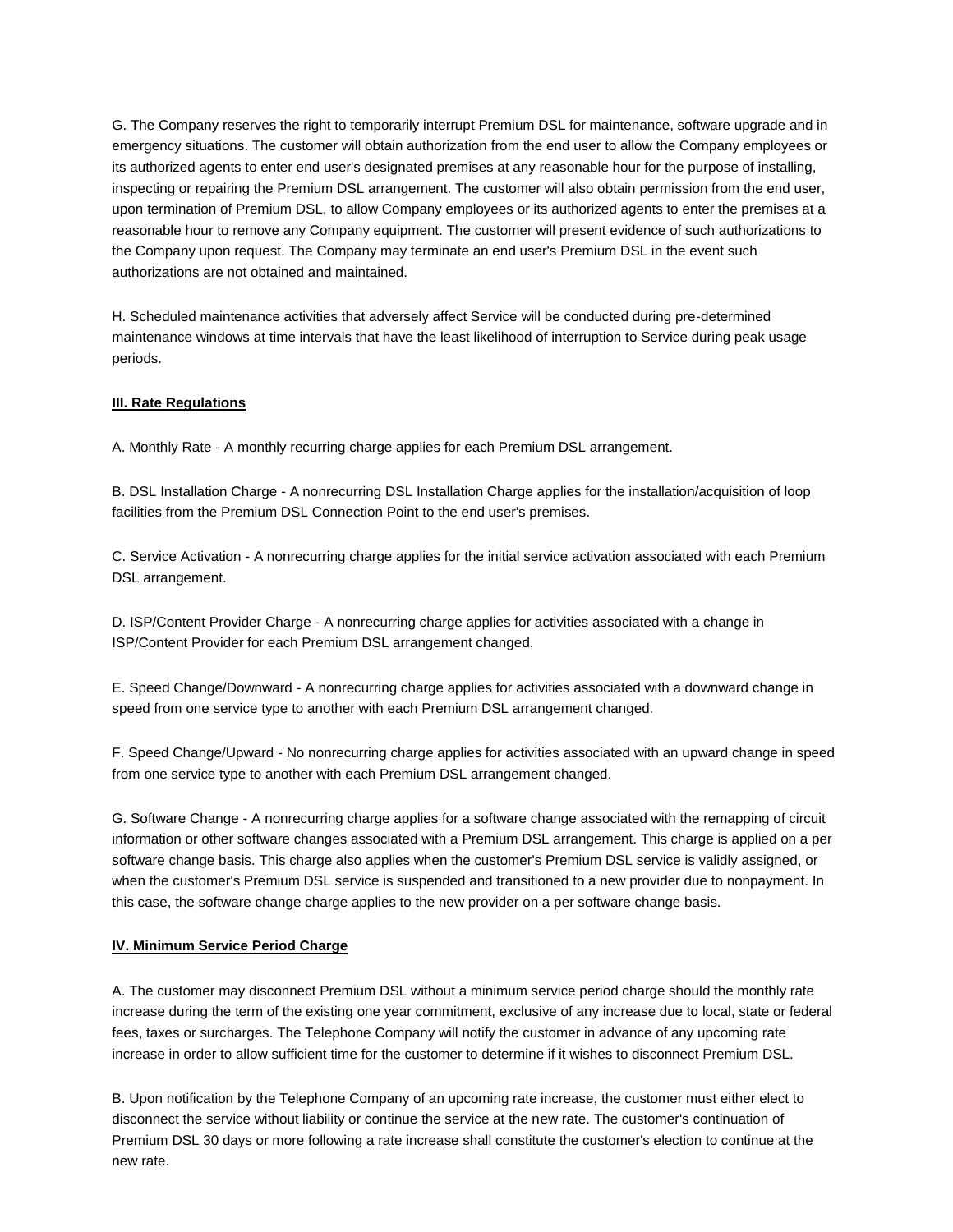G. The Company reserves the right to temporarily interrupt Premium DSL for maintenance, software upgrade and in emergency situations. The customer will obtain authorization from the end user to allow the Company employees or its authorized agents to enter end user's designated premises at any reasonable hour for the purpose of installing, inspecting or repairing the Premium DSL arrangement. The customer will also obtain permission from the end user, upon termination of Premium DSL, to allow Company employees or its authorized agents to enter the premises at a reasonable hour to remove any Company equipment. The customer will present evidence of such authorizations to the Company upon request. The Company may terminate an end user's Premium DSL in the event such authorizations are not obtained and maintained.

H. Scheduled maintenance activities that adversely affect Service will be conducted during pre-determined maintenance windows at time intervals that have the least likelihood of interruption to Service during peak usage periods.

## III. Rate Regulations

A. Monthly Rate - A monthly recurring charge applies for each Premium DSL arrangement.

B. DSL Installation Charge - A nonrecurring DSL Installation Charge applies for the installation/acquisition of loop facilities from the Premium DSL Connection Point to the end user's premises.

C. Service Activation - A nonrecurring charge applies for the initial service activation associated with each Premium DSL arrangement.

D. ISP/Content Provider Charge - A nonrecurring charge applies for activities associated with a change in ISP/Content Provider for each Premium DSL arrangement changed.

E. Speed Change/Downward - A nonrecurring charge applies for activities associated with a downward change in speed from one service type to another with each Premium DSL arrangement changed.

F. Speed Change/Upward - No nonrecurring charge applies for activities associated with an upward change in speed from one service type to another with each Premium DSL arrangement changed.

G. Software Change - A nonrecurring charge applies for a software change associated with the remapping of circuit information or other software changes associated with a Premium DSL arrangement. This charge is applied on a per software change basis. This charge also applies when the customer's Premium DSL service is validly assigned, or when the customer's Premium DSL service is suspended and transitioned to a new provider due to nonpayment. In this case, the software change charge applies to the new provider on a per software change basis.

## IV. Minimum Service Period Charge

A. The customer may disconnect Premium DSL without a minimum service period charge should the monthly rate increase during the term of the existing one year commitment, exclusive of any increase due to local, state or federal fees, taxes or surcharges. The Telephone Company will notify the customer in advance of any upcoming rate increase in order to allow sufficient time for the customer to determine if it wishes to disconnect Premium DSL.

B. Upon notification by the Telephone Company of an upcoming rate increase, the customer must either elect to disconnect the service without liability or continue the service at the new rate. The customer's continuation of Premium DSL 30 days or more following a rate increase shall constitute the customer's election to continue at the new rate.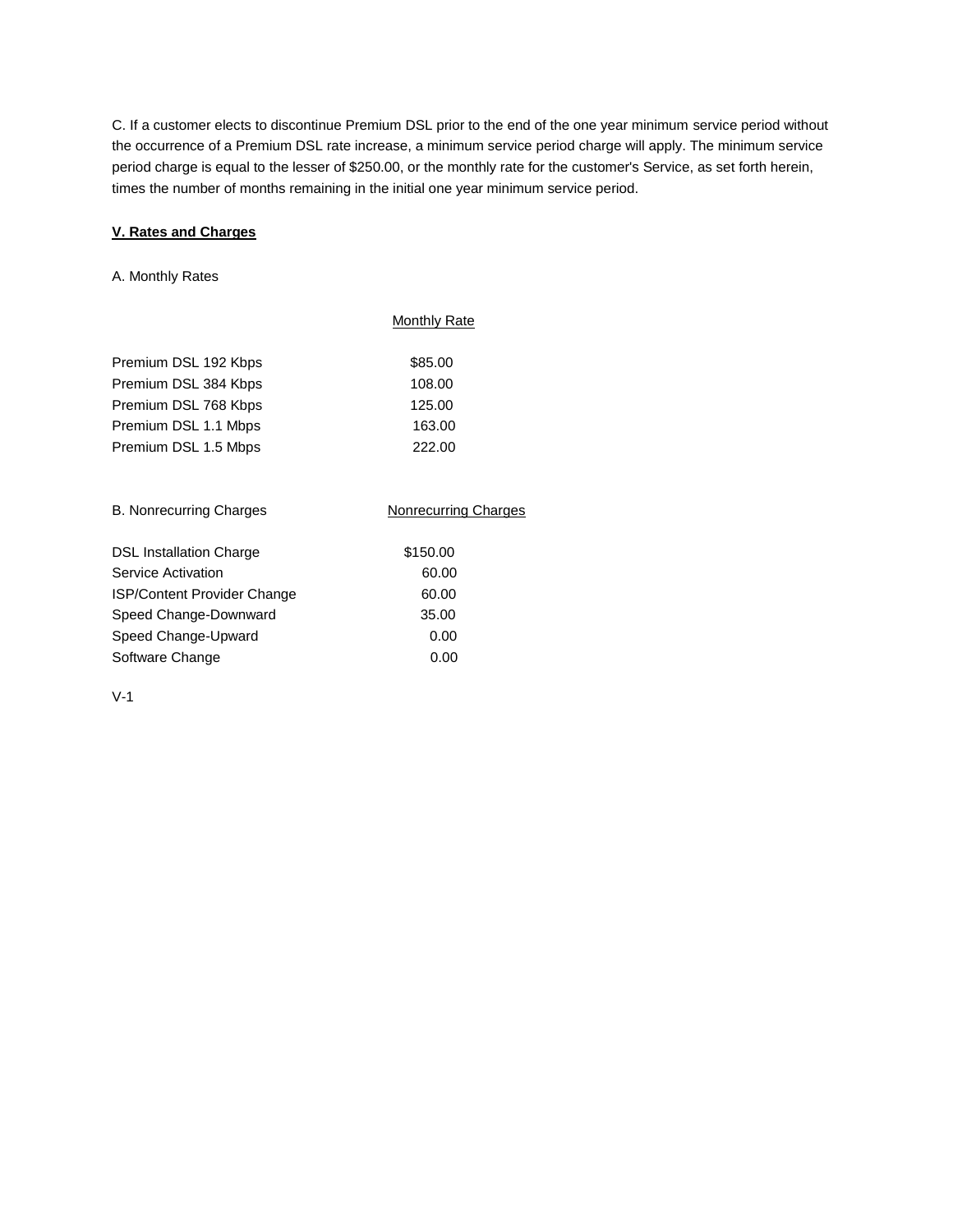C. If a customer elects to discontinue Premium DSL prior to the end of the one year minimum service period without the occurrence of a Premium DSL rate increase, a minimum service period charge will apply. The minimum service period charge is equal to the lesser of $250.00, or the monthly rate for the customer's Service, as set forth herein, times the number of months remaining in the initial one year minimum service period.

**V. Rates and Charges**

A. Monthly Rates

| | Monthly Rate |
|---|---|
| Premium DSL 192 Kbps | $85.00 |
| Premium DSL 384 Kbps | 108.00 |
| Premium DSL 768 Kbps | 125.00 |
| Premium DSL 1.1 Mbps | 163.00 |
| Premium DSL 1.5 Mbps | 222.00 |

| B. Nonrecurring Charges | Nonrecurring Charges |
|---|---|
| DSL Installation Charge | $150.00 |
| Service Activation | 60.00 |
| ISP/Content Provider Change | 60.00 |
| Speed Change-Downward | 35.00 |
| Speed Change-Upward | 0.00 |
| Software Change | 0.00 |

V-1